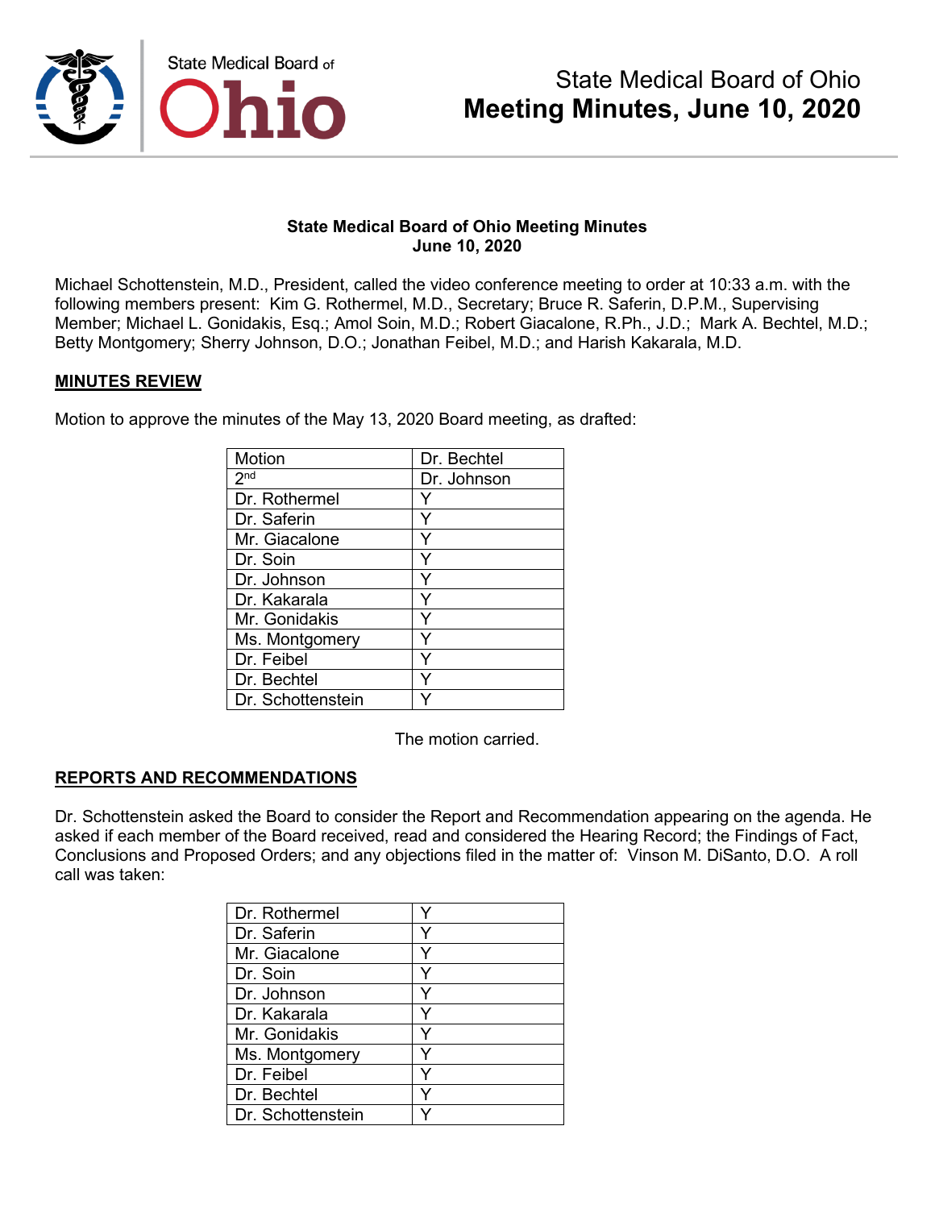# State Medical Board of Ohio
## Meeting Minutes, June 10, 2020

**State Medical Board of Ohio Meeting Minutes**
**June 10, 2020**

Michael Schottenstein, M.D., President, called the video conference meeting to order at 10:33 a.m. with the following members present: Kim G. Rothermel, M.D., Secretary; Bruce R. Saferin, D.P.M., Supervising Member; Michael L. Gonidakis, Esq.; Amol Soin, M.D.; Robert Giacalone, R.Ph., J.D.; Mark A. Bechtel, M.D.; Betty Montgomery; Sherry Johnson, D.O.; Jonathan Feibel, M.D.; and Harish Kakarala, M.D.

### MINUTES REVIEW

Motion to approve the minutes of the May 13, 2020 Board meeting, as drafted:

| Motion | Dr. Bechtel |
|---|---|
| 2nd | Dr. Johnson |
| Dr. Rothermel | Y |
| Dr. Saferin | Y |
| Mr. Giacalone | Y |
| Dr. Soin | Y |
| Dr. Johnson | Y |
| Dr. Kakarala | Y |
| Mr. Gonidakis | Y |
| Ms. Montgomery | Y |
| Dr. Feibel | Y |
| Dr. Bechtel | Y |
| Dr. Schottenstein | Y |

The motion carried.

### REPORTS AND RECOMMENDATIONS

Dr. Schottenstein asked the Board to consider the Report and Recommendation appearing on the agenda. He asked if each member of the Board received, read and considered the Hearing Record; the Findings of Fact, Conclusions and Proposed Orders; and any objections filed in the matter of: Vinson M. DiSanto, D.O. A roll call was taken:

| | |
|---|---|
| Dr. Rothermel | Y |
| Dr. Saferin | Y |
| Mr. Giacalone | Y |
| Dr. Soin | Y |
| Dr. Johnson | Y |
| Dr. Kakarala | Y |
| Mr. Gonidakis | Y |
| Ms. Montgomery | Y |
| Dr. Feibel | Y |
| Dr. Bechtel | Y |
| Dr. Schottenstein | Y |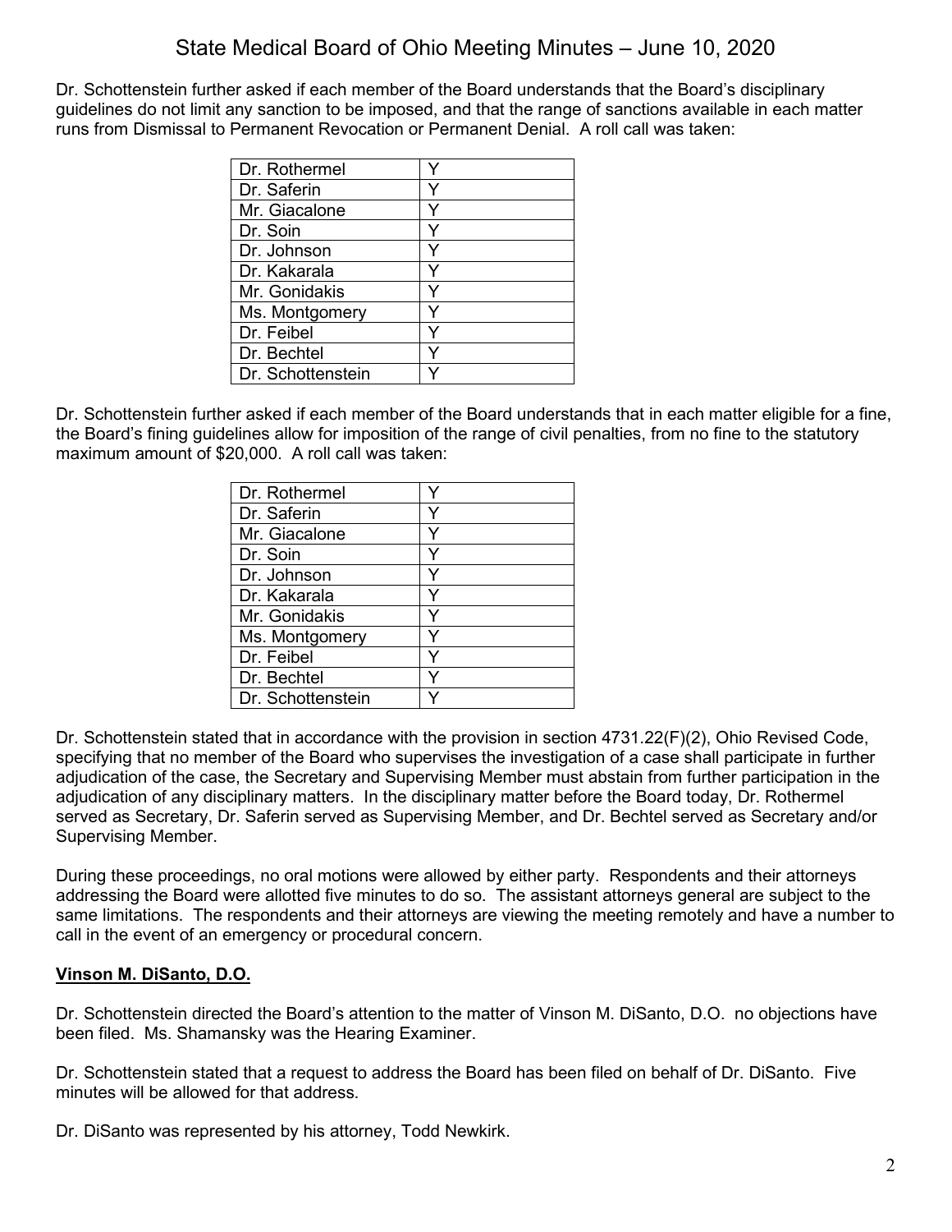Dr. Schottenstein further asked if each member of the Board understands that the Board's disciplinary guidelines do not limit any sanction to be imposed, and that the range of sanctions available in each matter runs from Dismissal to Permanent Revocation or Permanent Denial. A roll call was taken:

| | |
|---|---|
| Dr. Rothermel | Y |
| Dr. Saferin | Y |
| Mr. Giacalone | Y |
| Dr. Soin | Y |
| Dr. Johnson | Y |
| Dr. Kakarala | Y |
| Mr. Gonidakis | Y |
| Ms. Montgomery | Y |
| Dr. Feibel | Y |
| Dr. Bechtel | Y |
| Dr. Schottenstein | Y |

Dr. Schottenstein further asked if each member of the Board understands that in each matter eligible for a fine, the Board's fining guidelines allow for imposition of the range of civil penalties, from no fine to the statutory maximum amount of $20,000. A roll call was taken:

| | |
|---|---|
| Dr. Rothermel | Y |
| Dr. Saferin | Y |
| Mr. Giacalone | Y |
| Dr. Soin | Y |
| Dr. Johnson | Y |
| Dr. Kakarala | Y |
| Mr. Gonidakis | Y |
| Ms. Montgomery | Y |
| Dr. Feibel | Y |
| Dr. Bechtel | Y |
| Dr. Schottenstein | Y |

Dr. Schottenstein stated that in accordance with the provision in section 4731.22(F)(2), Ohio Revised Code, specifying that no member of the Board who supervises the investigation of a case shall participate in further adjudication of the case, the Secretary and Supervising Member must abstain from further participation in the adjudication of any disciplinary matters. In the disciplinary matter before the Board today, Dr. Rothermel served as Secretary, Dr. Saferin served as Supervising Member, and Dr. Bechtel served as Secretary and/or Supervising Member.

During these proceedings, no oral motions were allowed by either party. Respondents and their attorneys addressing the Board were allotted five minutes to do so. The assistant attorneys general are subject to the same limitations. The respondents and their attorneys are viewing the meeting remotely and have a number to call in the event of an emergency or procedural concern.

## Vinson M. DiSanto, D.O.

Dr. Schottenstein directed the Board's attention to the matter of Vinson M. DiSanto, D.O. no objections have been filed. Ms. Shamansky was the Hearing Examiner.

Dr. Schottenstein stated that a request to address the Board has been filed on behalf of Dr. DiSanto. Five minutes will be allowed for that address.

Dr. DiSanto was represented by his attorney, Todd Newkirk.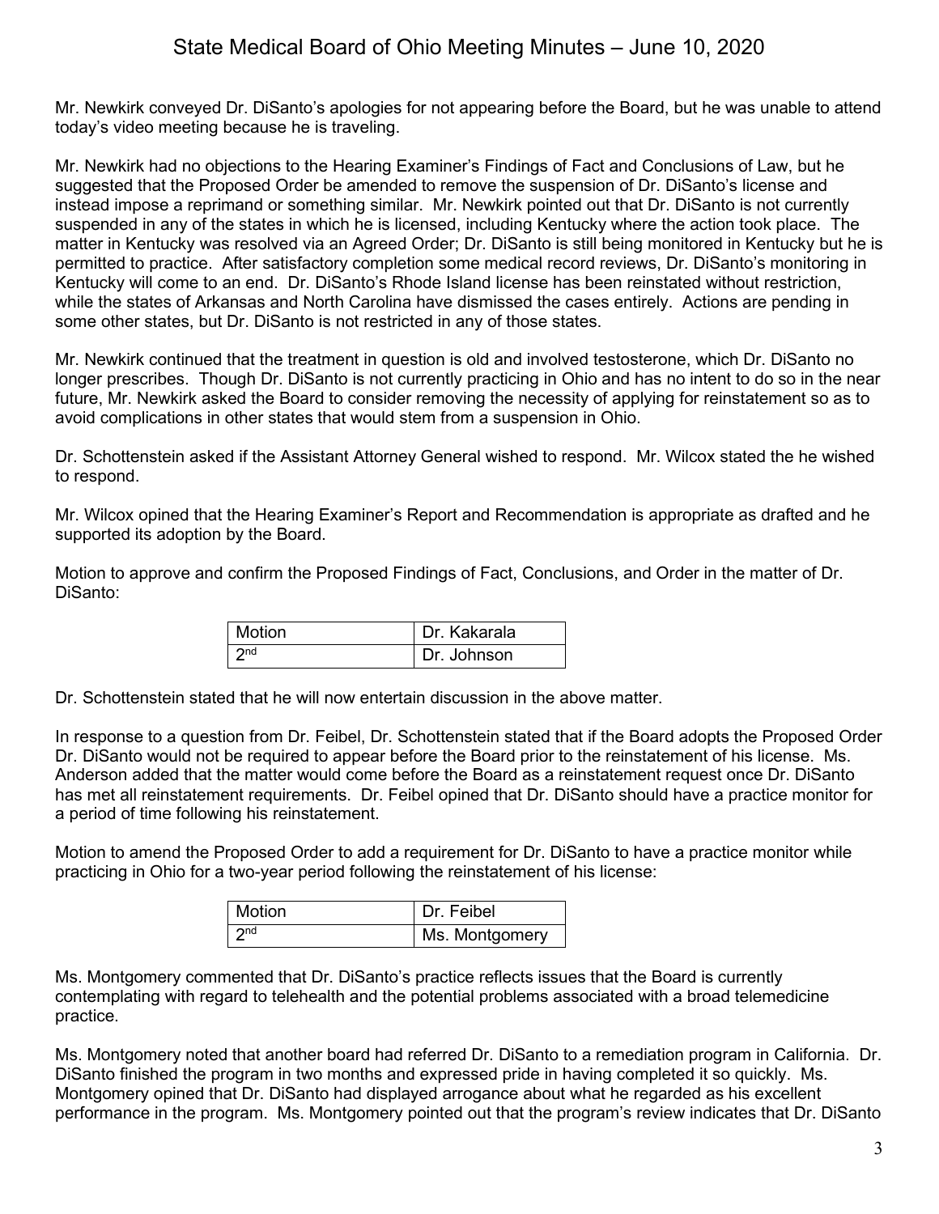Mr. Newkirk conveyed Dr. DiSanto's apologies for not appearing before the Board, but he was unable to attend today's video meeting because he is traveling.

Mr. Newkirk had no objections to the Hearing Examiner's Findings of Fact and Conclusions of Law, but he suggested that the Proposed Order be amended to remove the suspension of Dr. DiSanto's license and instead impose a reprimand or something similar. Mr. Newkirk pointed out that Dr. DiSanto is not currently suspended in any of the states in which he is licensed, including Kentucky where the action took place. The matter in Kentucky was resolved via an Agreed Order; Dr. DiSanto is still being monitored in Kentucky but he is permitted to practice. After satisfactory completion some medical record reviews, Dr. DiSanto's monitoring in Kentucky will come to an end. Dr. DiSanto's Rhode Island license has been reinstated without restriction, while the states of Arkansas and North Carolina have dismissed the cases entirely. Actions are pending in some other states, but Dr. DiSanto is not restricted in any of those states.

Mr. Newkirk continued that the treatment in question is old and involved testosterone, which Dr. DiSanto no longer prescribes. Though Dr. DiSanto is not currently practicing in Ohio and has no intent to do so in the near future, Mr. Newkirk asked the Board to consider removing the necessity of applying for reinstatement so as to avoid complications in other states that would stem from a suspension in Ohio.

Dr. Schottenstein asked if the Assistant Attorney General wished to respond. Mr. Wilcox stated the he wished to respond.

Mr. Wilcox opined that the Hearing Examiner's Report and Recommendation is appropriate as drafted and he supported its adoption by the Board.

Motion to approve and confirm the Proposed Findings of Fact, Conclusions, and Order in the matter of Dr. DiSanto:

| Motion | Dr. Kakarala |
|---|---|
| 2nd | Dr. Johnson |

Dr. Schottenstein stated that he will now entertain discussion in the above matter.

In response to a question from Dr. Feibel, Dr. Schottenstein stated that if the Board adopts the Proposed Order Dr. DiSanto would not be required to appear before the Board prior to the reinstatement of his license. Ms. Anderson added that the matter would come before the Board as a reinstatement request once Dr. DiSanto has met all reinstatement requirements. Dr. Feibel opined that Dr. DiSanto should have a practice monitor for a period of time following his reinstatement.

Motion to amend the Proposed Order to add a requirement for Dr. DiSanto to have a practice monitor while practicing in Ohio for a two-year period following the reinstatement of his license:

| Motion | Dr. Feibel |
|---|---|
| 2nd | Ms. Montgomery |

Ms. Montgomery commented that Dr. DiSanto's practice reflects issues that the Board is currently contemplating with regard to telehealth and the potential problems associated with a broad telemedicine practice.

Ms. Montgomery noted that another board had referred Dr. DiSanto to a remediation program in California. Dr. DiSanto finished the program in two months and expressed pride in having completed it so quickly. Ms. Montgomery opined that Dr. DiSanto had displayed arrogance about what he regarded as his excellent performance in the program. Ms. Montgomery pointed out that the program's review indicates that Dr. DiSanto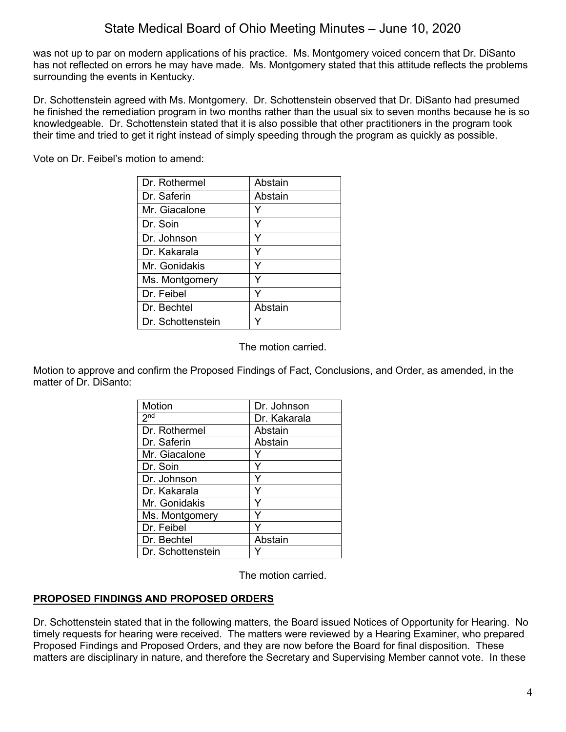was not up to par on modern applications of his practice. Ms. Montgomery voiced concern that Dr. DiSanto has not reflected on errors he may have made. Ms. Montgomery stated that this attitude reflects the problems surrounding the events in Kentucky.

Dr. Schottenstein agreed with Ms. Montgomery. Dr. Schottenstein observed that Dr. DiSanto had presumed he finished the remediation program in two months rather than the usual six to seven months because he is so knowledgeable. Dr. Schottenstein stated that it is also possible that other practitioners in the program took their time and tried to get it right instead of simply speeding through the program as quickly as possible.

Vote on Dr. Feibel's motion to amend:

| | |
|---|---|
| Dr. Rothermel | Abstain |
| Dr. Saferin | Abstain |
| Mr. Giacalone | Y |
| Dr. Soin | Y |
| Dr. Johnson | Y |
| Dr. Kakarala | Y |
| Mr. Gonidakis | Y |
| Ms. Montgomery | Y |
| Dr. Feibel | Y |
| Dr. Bechtel | Abstain |
| Dr. Schottenstein | Y |

The motion carried.

Motion to approve and confirm the Proposed Findings of Fact, Conclusions, and Order, as amended, in the matter of Dr. DiSanto:

| | |
|---|---|
| Motion | Dr. Johnson |
| 2nd | Dr. Kakarala |
| Dr. Rothermel | Abstain |
| Dr. Saferin | Abstain |
| Mr. Giacalone | Y |
| Dr. Soin | Y |
| Dr. Johnson | Y |
| Dr. Kakarala | Y |
| Mr. Gonidakis | Y |
| Ms. Montgomery | Y |
| Dr. Feibel | Y |
| Dr. Bechtel | Abstain |
| Dr. Schottenstein | Y |

The motion carried.

## PROPOSED FINDINGS AND PROPOSED ORDERS

Dr. Schottenstein stated that in the following matters, the Board issued Notices of Opportunity for Hearing. No timely requests for hearing were received. The matters were reviewed by a Hearing Examiner, who prepared Proposed Findings and Proposed Orders, and they are now before the Board for final disposition. These matters are disciplinary in nature, and therefore the Secretary and Supervising Member cannot vote. In these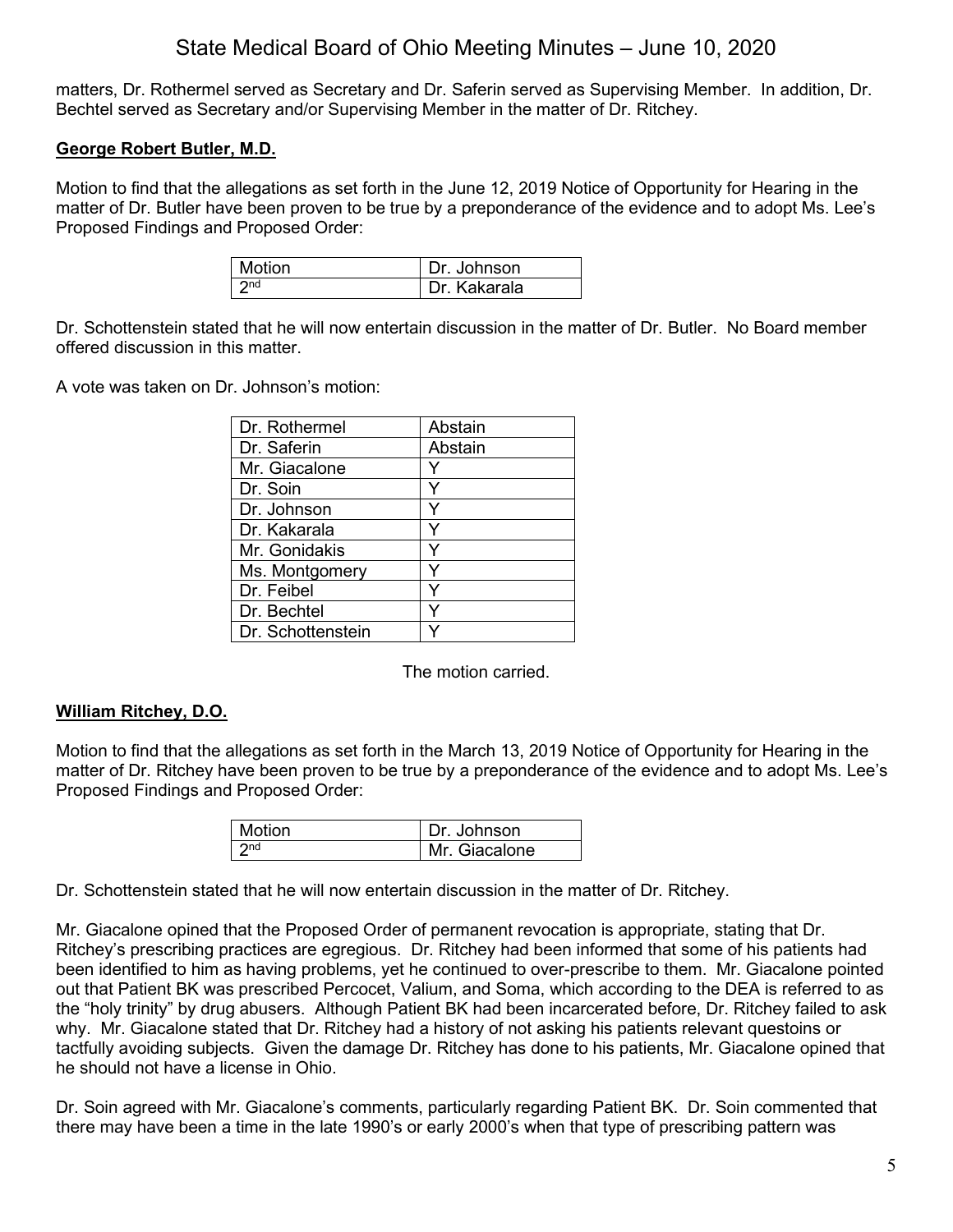matters, Dr. Rothermel served as Secretary and Dr. Saferin served as Supervising Member. In addition, Dr. Bechtel served as Secretary and/or Supervising Member in the matter of Dr. Ritchey.

**George Robert Butler, M.D.**

Motion to find that the allegations as set forth in the June 12, 2019 Notice of Opportunity for Hearing in the matter of Dr. Butler have been proven to be true by a preponderance of the evidence and to adopt Ms. Lee's Proposed Findings and Proposed Order:

| Motion | Dr. Johnson |
|---|---|
| 2nd | Dr. Kakarala |

Dr. Schottenstein stated that he will now entertain discussion in the matter of Dr. Butler. No Board member offered discussion in this matter.

A vote was taken on Dr. Johnson's motion:

| Dr. Rothermel | Abstain |
|---|---|
| Dr. Saferin | Abstain |
| Mr. Giacalone | Y |
| Dr. Soin | Y |
| Dr. Johnson | Y |
| Dr. Kakarala | Y |
| Mr. Gonidakis | Y |
| Ms. Montgomery | Y |
| Dr. Feibel | Y |
| Dr. Bechtel | Y |
| Dr. Schottenstein | Y |

The motion carried.

**William Ritchey, D.O.**

Motion to find that the allegations as set forth in the March 13, 2019 Notice of Opportunity for Hearing in the matter of Dr. Ritchey have been proven to be true by a preponderance of the evidence and to adopt Ms. Lee's Proposed Findings and Proposed Order:

| Motion | Dr. Johnson |
|---|---|
| 2nd | Mr. Giacalone |

Dr. Schottenstein stated that he will now entertain discussion in the matter of Dr. Ritchey.

Mr. Giacalone opined that the Proposed Order of permanent revocation is appropriate, stating that Dr. Ritchey's prescribing practices are egregious. Dr. Ritchey had been informed that some of his patients had been identified to him as having problems, yet he continued to over-prescribe to them. Mr. Giacalone pointed out that Patient BK was prescribed Percocet, Valium, and Soma, which according to the DEA is referred to as the "holy trinity" by drug abusers. Although Patient BK had been incarcerated before, Dr. Ritchey failed to ask why. Mr. Giacalone stated that Dr. Ritchey had a history of not asking his patients relevant questoins or tactfully avoiding subjects. Given the damage Dr. Ritchey has done to his patients, Mr. Giacalone opined that he should not have a license in Ohio.

Dr. Soin agreed with Mr. Giacalone's comments, particularly regarding Patient BK. Dr. Soin commented that there may have been a time in the late 1990's or early 2000's when that type of prescribing pattern was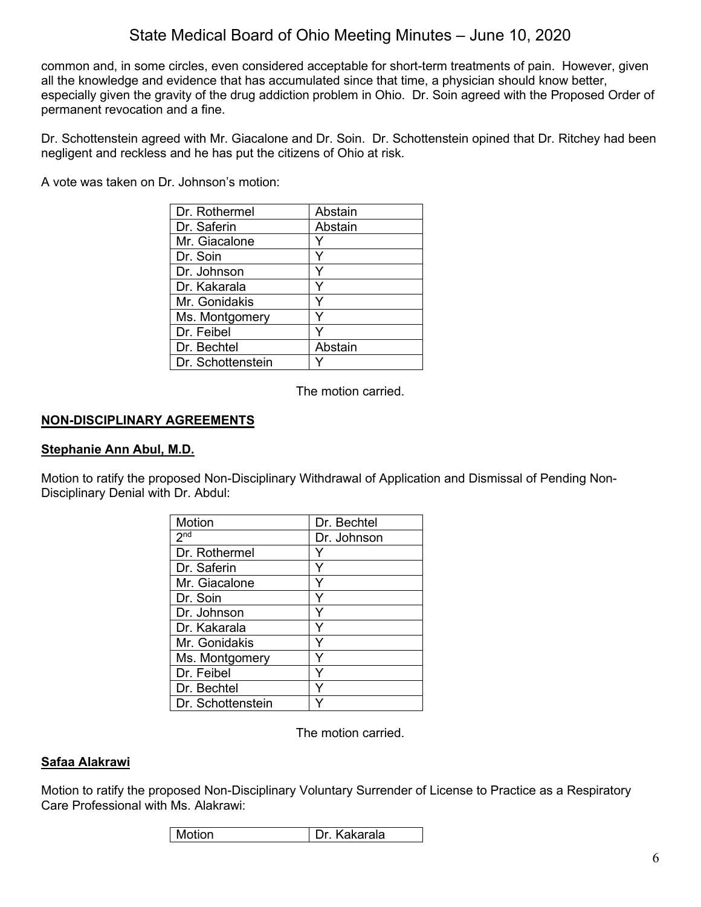common and, in some circles, even considered acceptable for short-term treatments of pain. However, given all the knowledge and evidence that has accumulated since that time, a physician should know better, especially given the gravity of the drug addiction problem in Ohio. Dr. Soin agreed with the Proposed Order of permanent revocation and a fine.

Dr. Schottenstein agreed with Mr. Giacalone and Dr. Soin. Dr. Schottenstein opined that Dr. Ritchey had been negligent and reckless and he has put the citizens of Ohio at risk.

A vote was taken on Dr. Johnson's motion:

| | |
|---|---|
| Dr. Rothermel | Abstain |
| Dr. Saferin | Abstain |
| Mr. Giacalone | Y |
| Dr. Soin | Y |
| Dr. Johnson | Y |
| Dr. Kakarala | Y |
| Mr. Gonidakis | Y |
| Ms. Montgomery | Y |
| Dr. Feibel | Y |
| Dr. Bechtel | Abstain |
| Dr. Schottenstein | Y |

The motion carried.

## NON-DISCIPLINARY AGREEMENTS

### Stephanie Ann Abul, M.D.

Motion to ratify the proposed Non-Disciplinary Withdrawal of Application and Dismissal of Pending Non-Disciplinary Denial with Dr. Abdul:

| Motion | Dr. Bechtel |
|---|---|
| 2nd | Dr. Johnson |
| Dr. Rothermel | Y |
| Dr. Saferin | Y |
| Mr. Giacalone | Y |
| Dr. Soin | Y |
| Dr. Johnson | Y |
| Dr. Kakarala | Y |
| Mr. Gonidakis | Y |
| Ms. Montgomery | Y |
| Dr. Feibel | Y |
| Dr. Bechtel | Y |
| Dr. Schottenstein | Y |

The motion carried.

### Safaa Alakrawi

Motion to ratify the proposed Non-Disciplinary Voluntary Surrender of License to Practice as a Respiratory Care Professional with Ms. Alakrawi:

| Motion | Dr. Kakarala |
|---|---|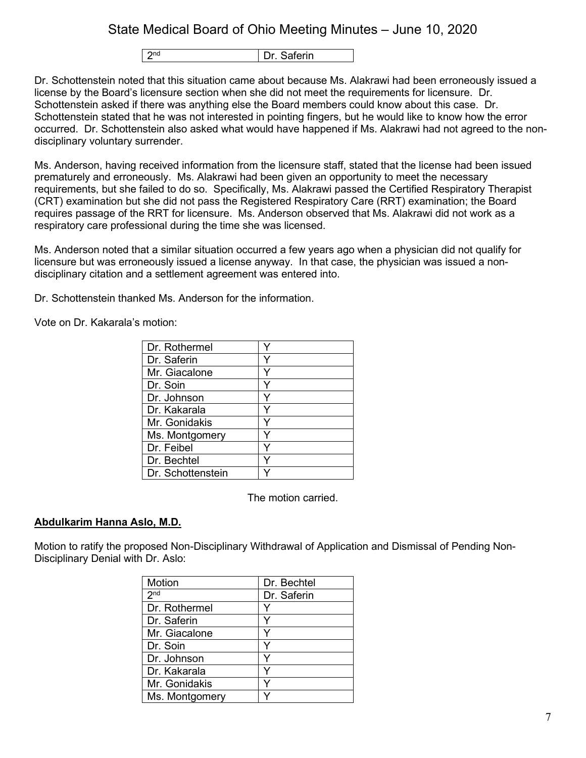| 2nd | Dr. Saferin |
|---|---|

Dr. Schottenstein noted that this situation came about because Ms. Alakrawi had been erroneously issued a license by the Board's licensure section when she did not meet the requirements for licensure. Dr. Schottenstein asked if there was anything else the Board members could know about this case. Dr. Schottenstein stated that he was not interested in pointing fingers, but he would like to know how the error occurred. Dr. Schottenstein also asked what would have happened if Ms. Alakrawi had not agreed to the non-disciplinary voluntary surrender.

Ms. Anderson, having received information from the licensure staff, stated that the license had been issued prematurely and erroneously. Ms. Alakrawi had been given an opportunity to meet the necessary requirements, but she failed to do so. Specifically, Ms. Alakrawi passed the Certified Respiratory Therapist (CRT) examination but she did not pass the Registered Respiratory Care (RRT) examination; the Board requires passage of the RRT for licensure. Ms. Anderson observed that Ms. Alakrawi did not work as a respiratory care professional during the time she was licensed.

Ms. Anderson noted that a similar situation occurred a few years ago when a physician did not qualify for licensure but was erroneously issued a license anyway. In that case, the physician was issued a non-disciplinary citation and a settlement agreement was entered into.

Dr. Schottenstein thanked Ms. Anderson for the information.

Vote on Dr. Kakarala's motion:

| Dr. Rothermel | Y |
|---|---|
| Dr. Saferin | Y |
| Mr. Giacalone | Y |
| Dr. Soin | Y |
| Dr. Johnson | Y |
| Dr. Kakarala | Y |
| Mr. Gonidakis | Y |
| Ms. Montgomery | Y |
| Dr. Feibel | Y |
| Dr. Bechtel | Y |
| Dr. Schottenstein | Y |

The motion carried.

**Abdulkarim Hanna Aslo, M.D.**

Motion to ratify the proposed Non-Disciplinary Withdrawal of Application and Dismissal of Pending Non-Disciplinary Denial with Dr. Aslo:

| Motion | Dr. Bechtel |
|---|---|
| 2nd | Dr. Saferin |
| Dr. Rothermel | Y |
| Dr. Saferin | Y |
| Mr. Giacalone | Y |
| Dr. Soin | Y |
| Dr. Johnson | Y |
| Dr. Kakarala | Y |
| Mr. Gonidakis | Y |
| Ms. Montgomery | Y |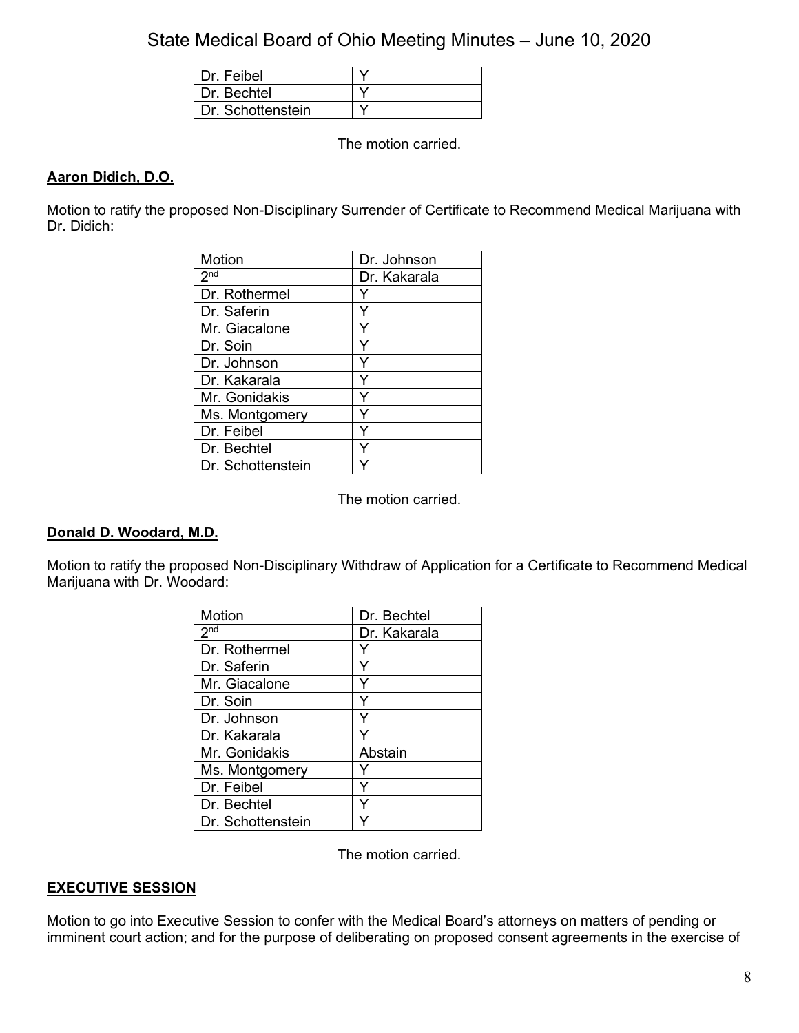| Dr. Feibel | Y |
|---|---|
| Dr. Bechtel | Y |
| Dr. Schottenstein | Y |

The motion carried.

**Aaron Didich, D.O.**

Motion to ratify the proposed Non-Disciplinary Surrender of Certificate to Recommend Medical Marijuana with Dr. Didich:

| Motion | Dr. Johnson |
|---|---|
| 2nd | Dr. Kakarala |
| Dr. Rothermel | Y |
| Dr. Saferin | Y |
| Mr. Giacalone | Y |
| Dr. Soin | Y |
| Dr. Johnson | Y |
| Dr. Kakarala | Y |
| Mr. Gonidakis | Y |
| Ms. Montgomery | Y |
| Dr. Feibel | Y |
| Dr. Bechtel | Y |
| Dr. Schottenstein | Y |

The motion carried.

**Donald D. Woodard, M.D.**

Motion to ratify the proposed Non-Disciplinary Withdraw of Application for a Certificate to Recommend Medical Marijuana with Dr. Woodard:

| Motion | Dr. Bechtel |
|---|---|
| 2nd | Dr. Kakarala |
| Dr. Rothermel | Y |
| Dr. Saferin | Y |
| Mr. Giacalone | Y |
| Dr. Soin | Y |
| Dr. Johnson | Y |
| Dr. Kakarala | Y |
| Mr. Gonidakis | Abstain |
| Ms. Montgomery | Y |
| Dr. Feibel | Y |
| Dr. Bechtel | Y |
| Dr. Schottenstein | Y |

The motion carried.

**EXECUTIVE SESSION**

Motion to go into Executive Session to confer with the Medical Board's attorneys on matters of pending or imminent court action; and for the purpose of deliberating on proposed consent agreements in the exercise of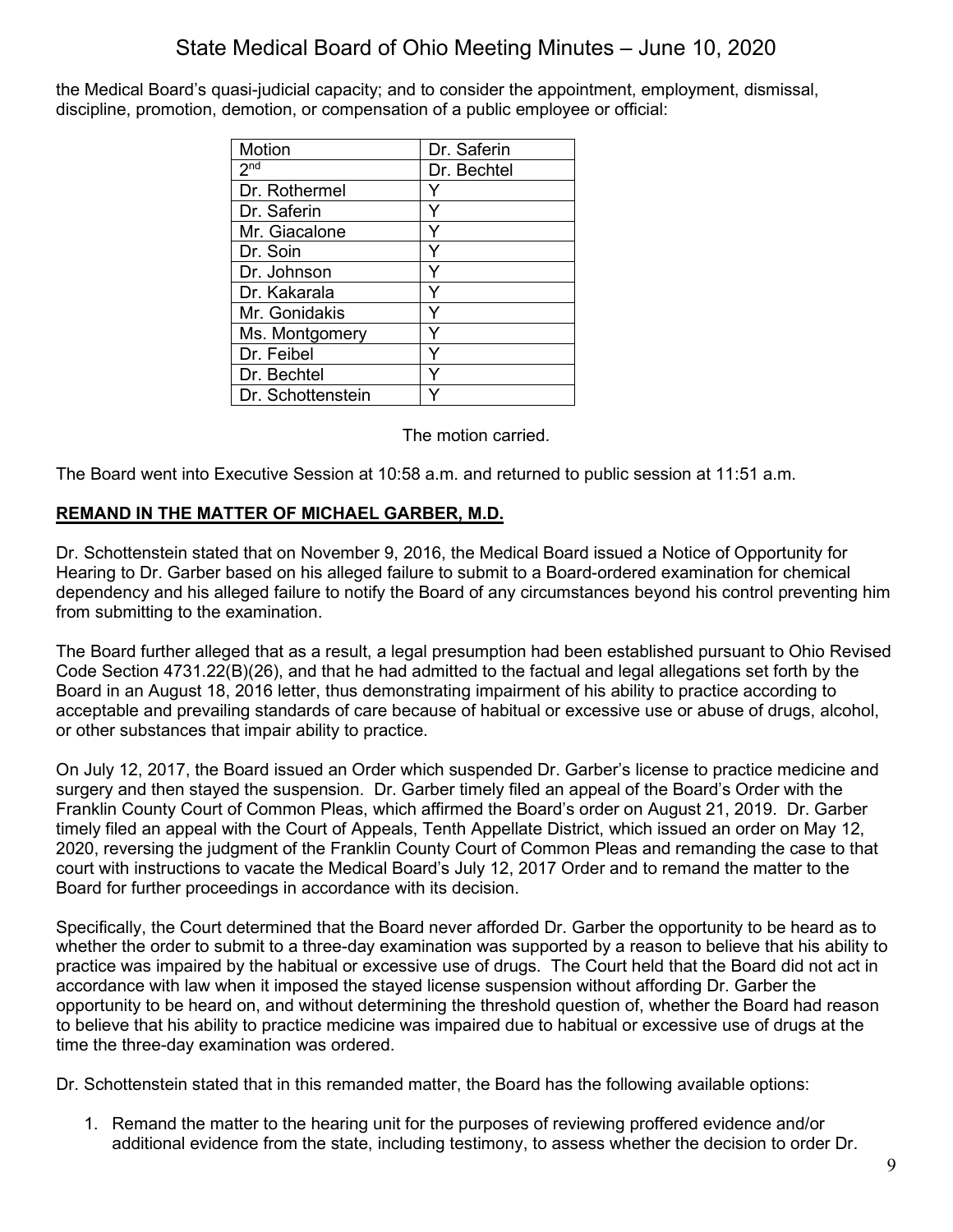the Medical Board's quasi-judicial capacity; and to consider the appointment, employment, dismissal, discipline, promotion, demotion, or compensation of a public employee or official:

| Motion | Dr. Saferin |
|---|---|
| 2nd | Dr. Bechtel |
| Dr. Rothermel | Y |
| Dr. Saferin | Y |
| Mr. Giacalone | Y |
| Dr. Soin | Y |
| Dr. Johnson | Y |
| Dr. Kakarala | Y |
| Mr. Gonidakis | Y |
| Ms. Montgomery | Y |
| Dr. Feibel | Y |
| Dr. Bechtel | Y |
| Dr. Schottenstein | Y |

The motion carried.

The Board went into Executive Session at 10:58 a.m. and returned to public session at 11:51 a.m.

**REMAND IN THE MATTER OF MICHAEL GARBER, M.D.**

Dr. Schottenstein stated that on November 9, 2016, the Medical Board issued a Notice of Opportunity for Hearing to Dr. Garber based on his alleged failure to submit to a Board-ordered examination for chemical dependency and his alleged failure to notify the Board of any circumstances beyond his control preventing him from submitting to the examination.

The Board further alleged that as a result, a legal presumption had been established pursuant to Ohio Revised Code Section 4731.22(B)(26), and that he had admitted to the factual and legal allegations set forth by the Board in an August 18, 2016 letter, thus demonstrating impairment of his ability to practice according to acceptable and prevailing standards of care because of habitual or excessive use or abuse of drugs, alcohol, or other substances that impair ability to practice.

On July 12, 2017, the Board issued an Order which suspended Dr. Garber's license to practice medicine and surgery and then stayed the suspension. Dr. Garber timely filed an appeal of the Board's Order with the Franklin County Court of Common Pleas, which affirmed the Board's order on August 21, 2019. Dr. Garber timely filed an appeal with the Court of Appeals, Tenth Appellate District, which issued an order on May 12, 2020, reversing the judgment of the Franklin County Court of Common Pleas and remanding the case to that court with instructions to vacate the Medical Board's July 12, 2017 Order and to remand the matter to the Board for further proceedings in accordance with its decision.

Specifically, the Court determined that the Board never afforded Dr. Garber the opportunity to be heard as to whether the order to submit to a three-day examination was supported by a reason to believe that his ability to practice was impaired by the habitual or excessive use of drugs. The Court held that the Board did not act in accordance with law when it imposed the stayed license suspension without affording Dr. Garber the opportunity to be heard on, and without determining the threshold question of, whether the Board had reason to believe that his ability to practice medicine was impaired due to habitual or excessive use of drugs at the time the three-day examination was ordered.

Dr. Schottenstein stated that in this remanded matter, the Board has the following available options:

1. Remand the matter to the hearing unit for the purposes of reviewing proffered evidence and/or additional evidence from the state, including testimony, to assess whether the decision to order Dr.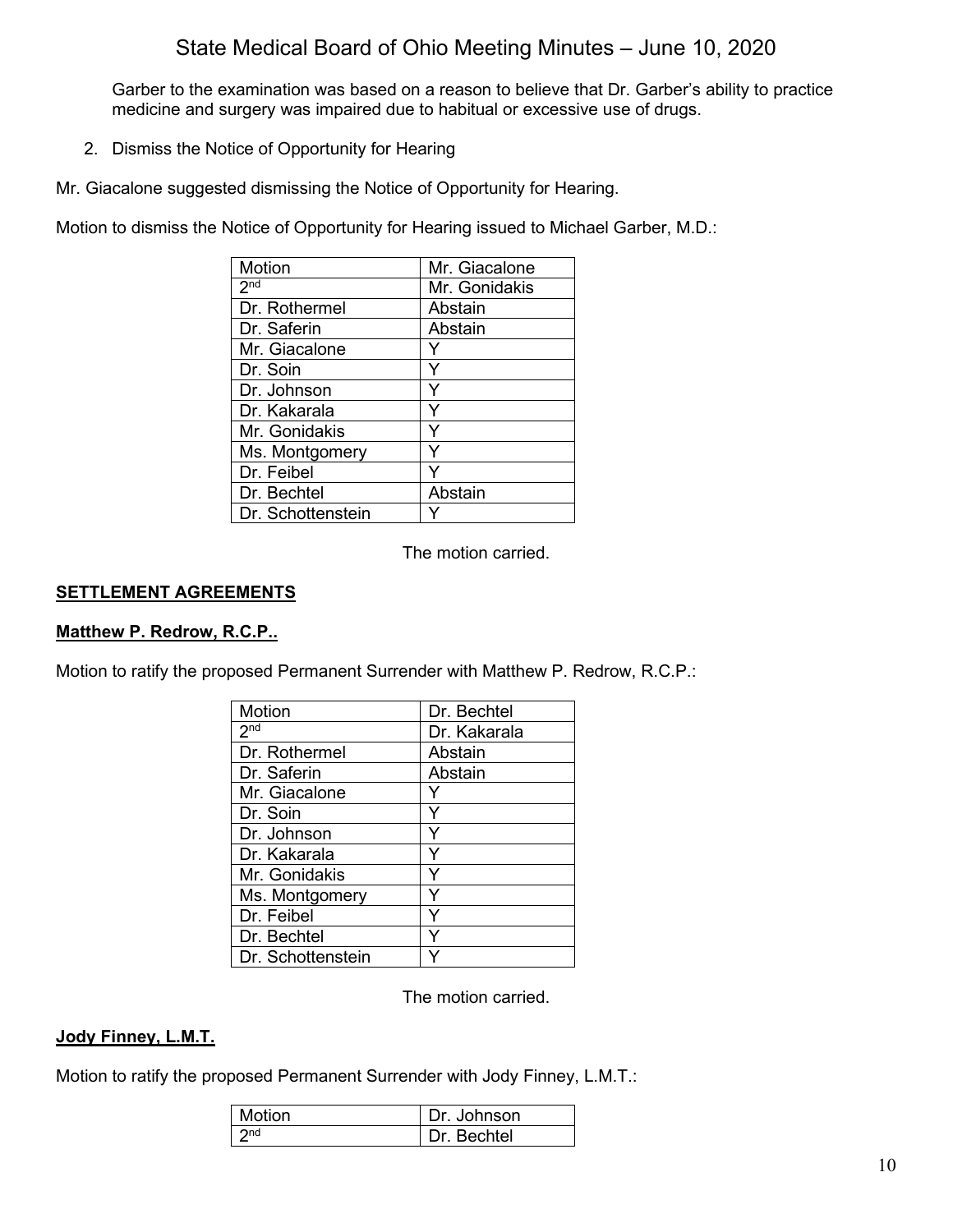Garber to the examination was based on a reason to believe that Dr. Garber's ability to practice medicine and surgery was impaired due to habitual or excessive use of drugs.

2. Dismiss the Notice of Opportunity for Hearing

Mr. Giacalone suggested dismissing the Notice of Opportunity for Hearing.

Motion to dismiss the Notice of Opportunity for Hearing issued to Michael Garber, M.D.:

| Motion | Mr. Giacalone |
|---|---|
| 2nd | Mr. Gonidakis |
| Dr. Rothermel | Abstain |
| Dr. Saferin | Abstain |
| Mr. Giacalone | Y |
| Dr. Soin | Y |
| Dr. Johnson | Y |
| Dr. Kakarala | Y |
| Mr. Gonidakis | Y |
| Ms. Montgomery | Y |
| Dr. Feibel | Y |
| Dr. Bechtel | Abstain |
| Dr. Schottenstein | Y |

The motion carried.

## SETTLEMENT AGREEMENTS

### Matthew P. Redrow, R.C.P..

Motion to ratify the proposed Permanent Surrender with Matthew P. Redrow, R.C.P.:

| Motion | Dr. Bechtel |
|---|---|
| 2nd | Dr. Kakarala |
| Dr. Rothermel | Abstain |
| Dr. Saferin | Abstain |
| Mr. Giacalone | Y |
| Dr. Soin | Y |
| Dr. Johnson | Y |
| Dr. Kakarala | Y |
| Mr. Gonidakis | Y |
| Ms. Montgomery | Y |
| Dr. Feibel | Y |
| Dr. Bechtel | Y |
| Dr. Schottenstein | Y |

The motion carried.

### Jody Finney, L.M.T.

Motion to ratify the proposed Permanent Surrender with Jody Finney, L.M.T.:

| Motion | Dr. Johnson |
|---|---|
| 2nd | Dr. Bechtel |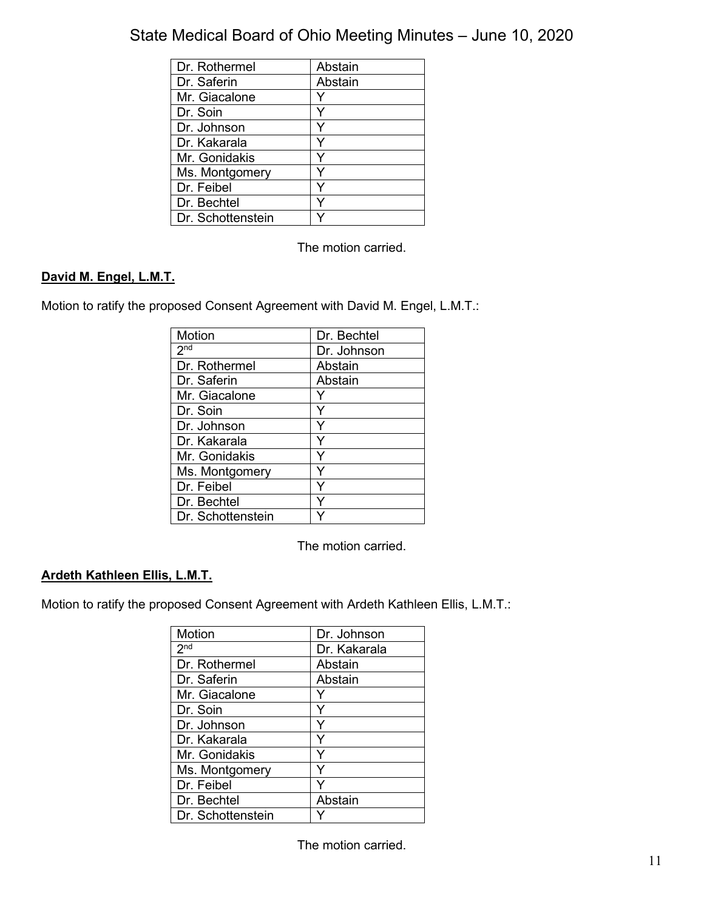| Dr. Rothermel | Abstain |
|---|---|
| Dr. Saferin | Abstain |
| Mr. Giacalone | Y |
| Dr. Soin | Y |
| Dr. Johnson | Y |
| Dr. Kakarala | Y |
| Mr. Gonidakis | Y |
| Ms. Montgomery | Y |
| Dr. Feibel | Y |
| Dr. Bechtel | Y |
| Dr. Schottenstein | Y |

The motion carried.

**David M. Engel, L.M.T.**

Motion to ratify the proposed Consent Agreement with David M. Engel, L.M.T.:

| Motion | Dr. Bechtel |
|---|---|
| 2nd | Dr. Johnson |
| Dr. Rothermel | Abstain |
| Dr. Saferin | Abstain |
| Mr. Giacalone | Y |
| Dr. Soin | Y |
| Dr. Johnson | Y |
| Dr. Kakarala | Y |
| Mr. Gonidakis | Y |
| Ms. Montgomery | Y |
| Dr. Feibel | Y |
| Dr. Bechtel | Y |
| Dr. Schottenstein | Y |

The motion carried.

**Ardeth Kathleen Ellis, L.M.T.**

Motion to ratify the proposed Consent Agreement with Ardeth Kathleen Ellis, L.M.T.:

| Motion | Dr. Johnson |
|---|---|
| 2nd | Dr. Kakarala |
| Dr. Rothermel | Abstain |
| Dr. Saferin | Abstain |
| Mr. Giacalone | Y |
| Dr. Soin | Y |
| Dr. Johnson | Y |
| Dr. Kakarala | Y |
| Mr. Gonidakis | Y |
| Ms. Montgomery | Y |
| Dr. Feibel | Y |
| Dr. Bechtel | Abstain |
| Dr. Schottenstein | Y |

The motion carried.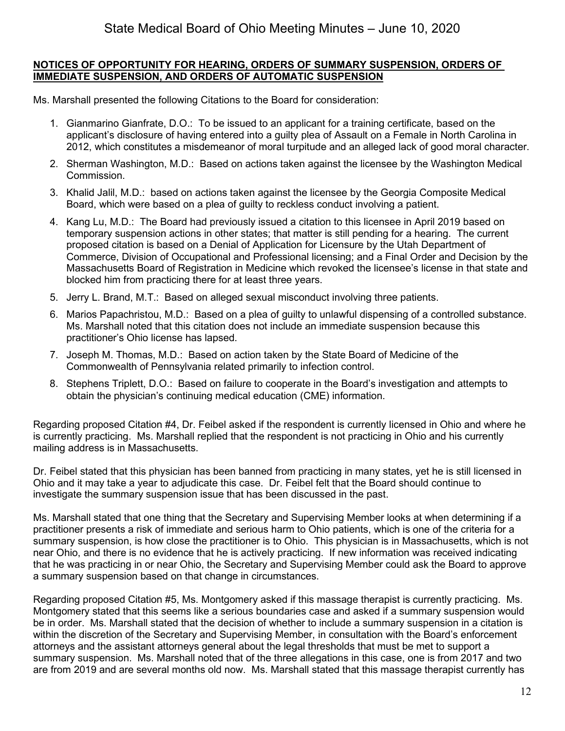**NOTICES OF OPPORTUNITY FOR HEARING, ORDERS OF SUMMARY SUSPENSION, ORDERS OF IMMEDIATE SUSPENSION, AND ORDERS OF AUTOMATIC SUSPENSION**

Ms. Marshall presented the following Citations to the Board for consideration:

1. Gianmarino Gianfrate, D.O.: To be issued to an applicant for a training certificate, based on the applicant's disclosure of having entered into a guilty plea of Assault on a Female in North Carolina in 2012, which constitutes a misdemeanor of moral turpitude and an alleged lack of good moral character.
2. Sherman Washington, M.D.: Based on actions taken against the licensee by the Washington Medical Commission.
3. Khalid Jalil, M.D.: based on actions taken against the licensee by the Georgia Composite Medical Board, which were based on a plea of guilty to reckless conduct involving a patient.
4. Kang Lu, M.D.: The Board had previously issued a citation to this licensee in April 2019 based on temporary suspension actions in other states; that matter is still pending for a hearing. The current proposed citation is based on a Denial of Application for Licensure by the Utah Department of Commerce, Division of Occupational and Professional licensing; and a Final Order and Decision by the Massachusetts Board of Registration in Medicine which revoked the licensee's license in that state and blocked him from practicing there for at least three years.
5. Jerry L. Brand, M.T.: Based on alleged sexual misconduct involving three patients.
6. Marios Papachristou, M.D.: Based on a plea of guilty to unlawful dispensing of a controlled substance. Ms. Marshall noted that this citation does not include an immediate suspension because this practitioner's Ohio license has lapsed.
7. Joseph M. Thomas, M.D.: Based on action taken by the State Board of Medicine of the Commonwealth of Pennsylvania related primarily to infection control.
8. Stephens Triplett, D.O.: Based on failure to cooperate in the Board's investigation and attempts to obtain the physician's continuing medical education (CME) information.

Regarding proposed Citation #4, Dr. Feibel asked if the respondent is currently licensed in Ohio and where he is currently practicing. Ms. Marshall replied that the respondent is not practicing in Ohio and his currently mailing address is in Massachusetts.

Dr. Feibel stated that this physician has been banned from practicing in many states, yet he is still licensed in Ohio and it may take a year to adjudicate this case. Dr. Feibel felt that the Board should continue to investigate the summary suspension issue that has been discussed in the past.

Ms. Marshall stated that one thing that the Secretary and Supervising Member looks at when determining if a practitioner presents a risk of immediate and serious harm to Ohio patients, which is one of the criteria for a summary suspension, is how close the practitioner is to Ohio. This physician is in Massachusetts, which is not near Ohio, and there is no evidence that he is actively practicing. If new information was received indicating that he was practicing in or near Ohio, the Secretary and Supervising Member could ask the Board to approve a summary suspension based on that change in circumstances.

Regarding proposed Citation #5, Ms. Montgomery asked if this massage therapist is currently practicing. Ms. Montgomery stated that this seems like a serious boundaries case and asked if a summary suspension would be in order. Ms. Marshall stated that the decision of whether to include a summary suspension in a citation is within the discretion of the Secretary and Supervising Member, in consultation with the Board's enforcement attorneys and the assistant attorneys general about the legal thresholds that must be met to support a summary suspension. Ms. Marshall noted that of the three allegations in this case, one is from 2017 and two are from 2019 and are several months old now. Ms. Marshall stated that this massage therapist currently has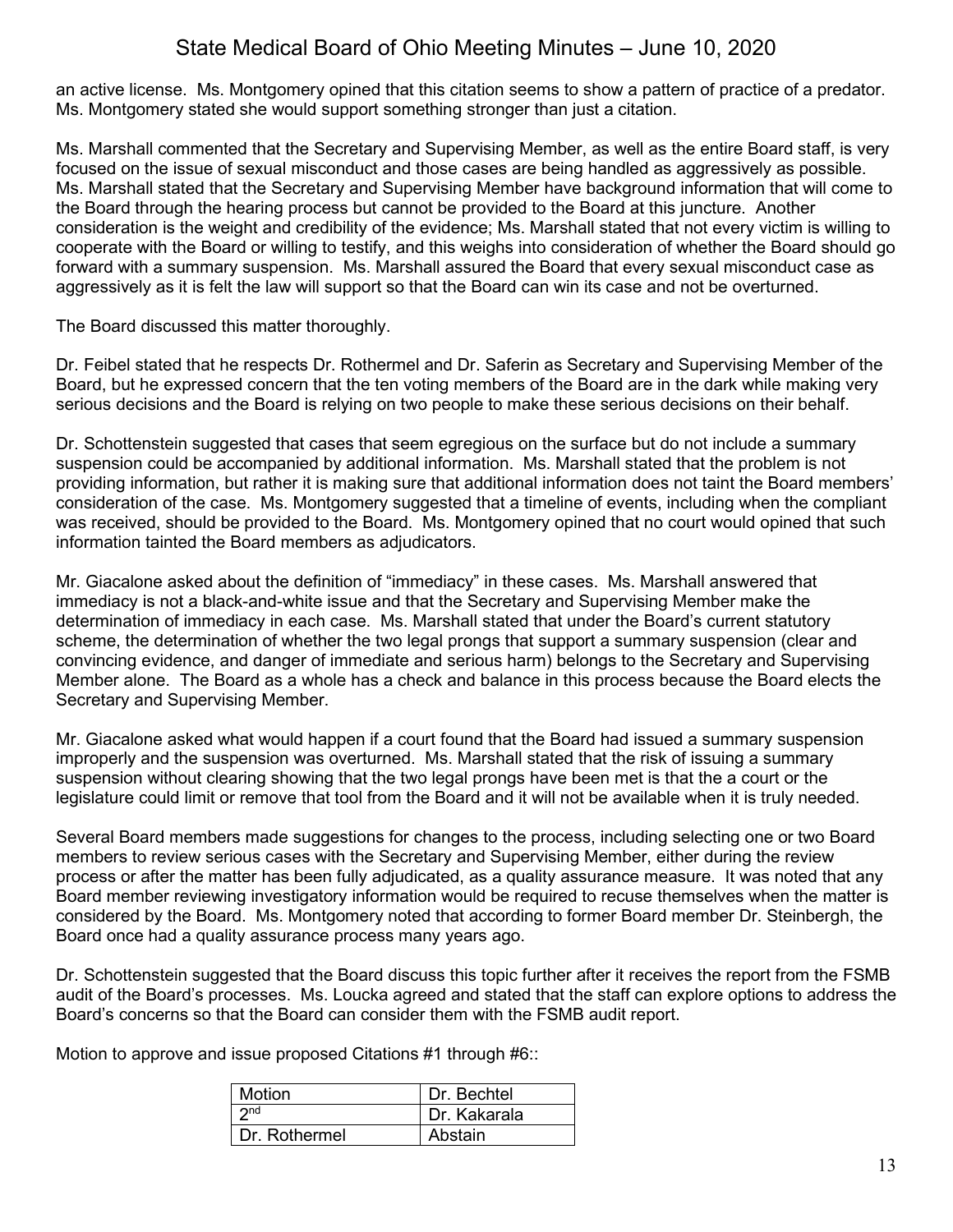an active license. Ms. Montgomery opined that this citation seems to show a pattern of practice of a predator. Ms. Montgomery stated she would support something stronger than just a citation.

Ms. Marshall commented that the Secretary and Supervising Member, as well as the entire Board staff, is very focused on the issue of sexual misconduct and those cases are being handled as aggressively as possible. Ms. Marshall stated that the Secretary and Supervising Member have background information that will come to the Board through the hearing process but cannot be provided to the Board at this juncture. Another consideration is the weight and credibility of the evidence; Ms. Marshall stated that not every victim is willing to cooperate with the Board or willing to testify, and this weighs into consideration of whether the Board should go forward with a summary suspension. Ms. Marshall assured the Board that every sexual misconduct case as aggressively as it is felt the law will support so that the Board can win its case and not be overturned.

The Board discussed this matter thoroughly.

Dr. Feibel stated that he respects Dr. Rothermel and Dr. Saferin as Secretary and Supervising Member of the Board, but he expressed concern that the ten voting members of the Board are in the dark while making very serious decisions and the Board is relying on two people to make these serious decisions on their behalf.

Dr. Schottenstein suggested that cases that seem egregious on the surface but do not include a summary suspension could be accompanied by additional information. Ms. Marshall stated that the problem is not providing information, but rather it is making sure that additional information does not taint the Board members' consideration of the case. Ms. Montgomery suggested that a timeline of events, including when the compliant was received, should be provided to the Board. Ms. Montgomery opined that no court would opined that such information tainted the Board members as adjudicators.

Mr. Giacalone asked about the definition of "immediacy" in these cases. Ms. Marshall answered that immediacy is not a black-and-white issue and that the Secretary and Supervising Member make the determination of immediacy in each case. Ms. Marshall stated that under the Board's current statutory scheme, the determination of whether the two legal prongs that support a summary suspension (clear and convincing evidence, and danger of immediate and serious harm) belongs to the Secretary and Supervising Member alone. The Board as a whole has a check and balance in this process because the Board elects the Secretary and Supervising Member.

Mr. Giacalone asked what would happen if a court found that the Board had issued a summary suspension improperly and the suspension was overturned. Ms. Marshall stated that the risk of issuing a summary suspension without clearing showing that the two legal prongs have been met is that the a court or the legislature could limit or remove that tool from the Board and it will not be available when it is truly needed.

Several Board members made suggestions for changes to the process, including selecting one or two Board members to review serious cases with the Secretary and Supervising Member, either during the review process or after the matter has been fully adjudicated, as a quality assurance measure. It was noted that any Board member reviewing investigatory information would be required to recuse themselves when the matter is considered by the Board. Ms. Montgomery noted that according to former Board member Dr. Steinbergh, the Board once had a quality assurance process many years ago.

Dr. Schottenstein suggested that the Board discuss this topic further after it receives the report from the FSMB audit of the Board's processes. Ms. Loucka agreed and stated that the staff can explore options to address the Board's concerns so that the Board can consider them with the FSMB audit report.

Motion to approve and issue proposed Citations #1 through #6::

| Motion | Dr. Bechtel |
|---|---|
| 2nd | Dr. Kakarala |
| Dr. Rothermel | Abstain |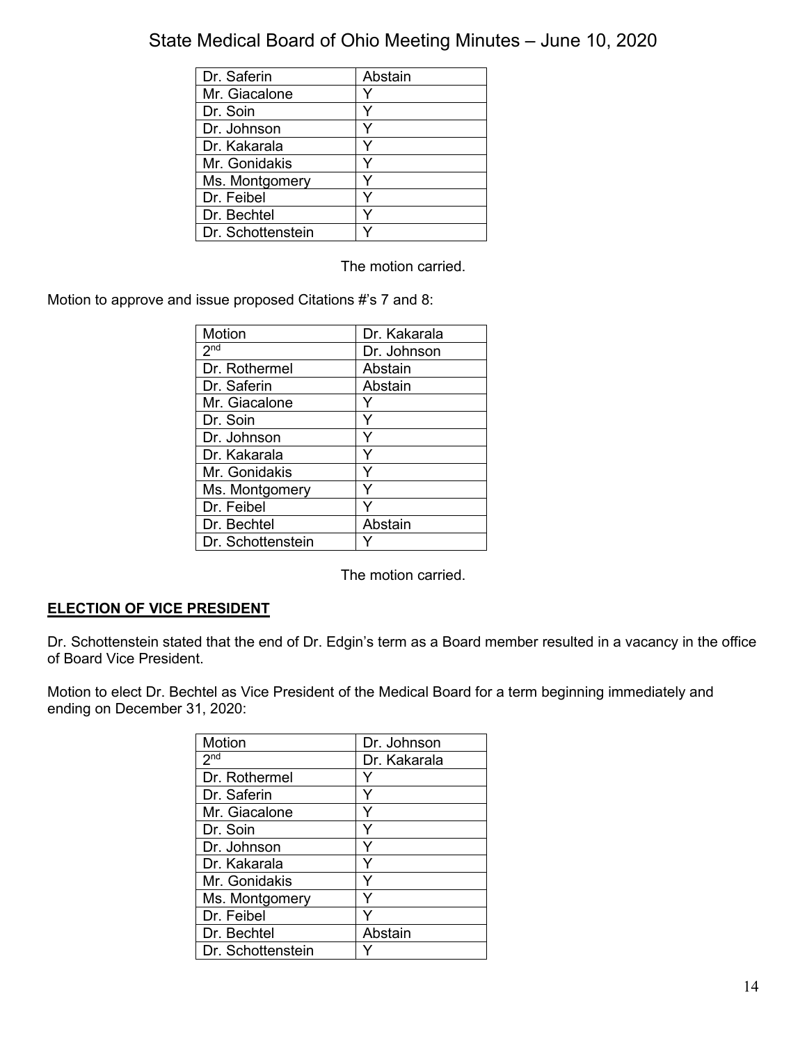| Dr. Saferin | Abstain |
|---|---|
| Mr. Giacalone | Y |
| Dr. Soin | Y |
| Dr. Johnson | Y |
| Dr. Kakarala | Y |
| Mr. Gonidakis | Y |
| Ms. Montgomery | Y |
| Dr. Feibel | Y |
| Dr. Bechtel | Y |
| Dr. Schottenstein | Y |

The motion carried.

Motion to approve and issue proposed Citations #'s 7 and 8:

| Motion | Dr. Kakarala |
|---|---|
| 2nd | Dr. Johnson |
| Dr. Rothermel | Abstain |
| Dr. Saferin | Abstain |
| Mr. Giacalone | Y |
| Dr. Soin | Y |
| Dr. Johnson | Y |
| Dr. Kakarala | Y |
| Mr. Gonidakis | Y |
| Ms. Montgomery | Y |
| Dr. Feibel | Y |
| Dr. Bechtel | Abstain |
| Dr. Schottenstein | Y |

The motion carried.

**ELECTION OF VICE PRESIDENT**

Dr. Schottenstein stated that the end of Dr. Edgin's term as a Board member resulted in a vacancy in the office of Board Vice President.

Motion to elect Dr. Bechtel as Vice President of the Medical Board for a term beginning immediately and ending on December 31, 2020:

| Motion | Dr. Johnson |
|---|---|
| 2nd | Dr. Kakarala |
| Dr. Rothermel | Y |
| Dr. Saferin | Y |
| Mr. Giacalone | Y |
| Dr. Soin | Y |
| Dr. Johnson | Y |
| Dr. Kakarala | Y |
| Mr. Gonidakis | Y |
| Ms. Montgomery | Y |
| Dr. Feibel | Y |
| Dr. Bechtel | Abstain |
| Dr. Schottenstein | Y |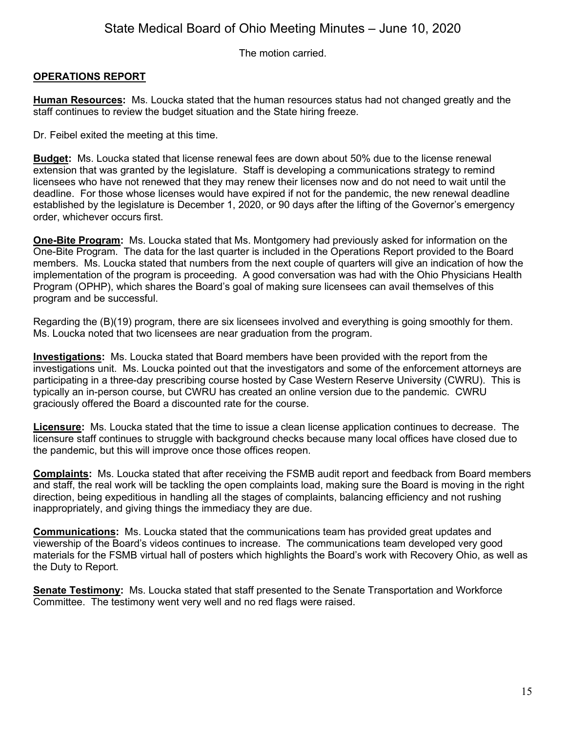The motion carried.

## OPERATIONS REPORT

**Human Resources:** Ms. Loucka stated that the human resources status had not changed greatly and the staff continues to review the budget situation and the State hiring freeze.

Dr. Feibel exited the meeting at this time.

**Budget:** Ms. Loucka stated that license renewal fees are down about 50% due to the license renewal extension that was granted by the legislature. Staff is developing a communications strategy to remind licensees who have not renewed that they may renew their licenses now and do not need to wait until the deadline. For those whose licenses would have expired if not for the pandemic, the new renewal deadline established by the legislature is December 1, 2020, or 90 days after the lifting of the Governor's emergency order, whichever occurs first.

**One-Bite Program:** Ms. Loucka stated that Ms. Montgomery had previously asked for information on the One-Bite Program. The data for the last quarter is included in the Operations Report provided to the Board members. Ms. Loucka stated that numbers from the next couple of quarters will give an indication of how the implementation of the program is proceeding. A good conversation was had with the Ohio Physicians Health Program (OPHP), which shares the Board's goal of making sure licensees can avail themselves of this program and be successful.

Regarding the (B)(19) program, there are six licensees involved and everything is going smoothly for them. Ms. Loucka noted that two licensees are near graduation from the program.

**Investigations:** Ms. Loucka stated that Board members have been provided with the report from the investigations unit. Ms. Loucka pointed out that the investigators and some of the enforcement attorneys are participating in a three-day prescribing course hosted by Case Western Reserve University (CWRU). This is typically an in-person course, but CWRU has created an online version due to the pandemic. CWRU graciously offered the Board a discounted rate for the course.

**Licensure:** Ms. Loucka stated that the time to issue a clean license application continues to decrease. The licensure staff continues to struggle with background checks because many local offices have closed due to the pandemic, but this will improve once those offices reopen.

**Complaints:** Ms. Loucka stated that after receiving the FSMB audit report and feedback from Board members and staff, the real work will be tackling the open complaints load, making sure the Board is moving in the right direction, being expeditious in handling all the stages of complaints, balancing efficiency and not rushing inappropriately, and giving things the immediacy they are due.

**Communications:** Ms. Loucka stated that the communications team has provided great updates and viewership of the Board's videos continues to increase. The communications team developed very good materials for the FSMB virtual hall of posters which highlights the Board's work with Recovery Ohio, as well as the Duty to Report.

**Senate Testimony:** Ms. Loucka stated that staff presented to the Senate Transportation and Workforce Committee. The testimony went very well and no red flags were raised.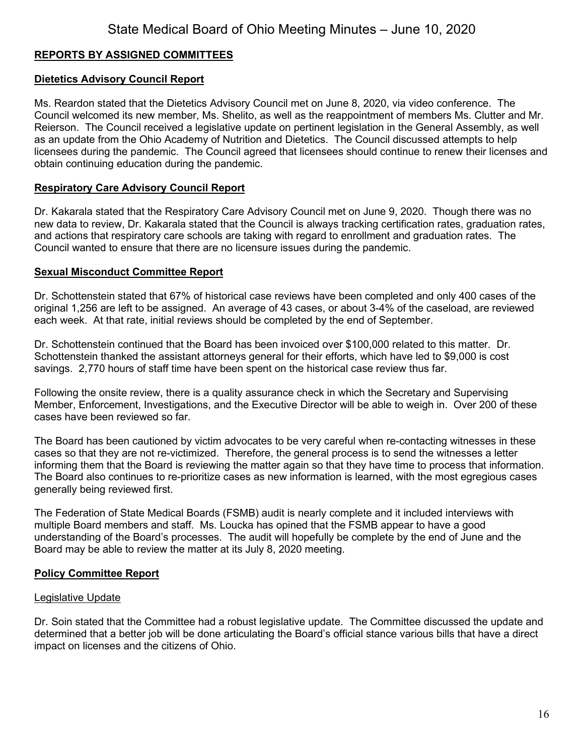## REPORTS BY ASSIGNED COMMITTEES

### Dietetics Advisory Council Report

Ms. Reardon stated that the Dietetics Advisory Council met on June 8, 2020, via video conference. The Council welcomed its new member, Ms. Shelito, as well as the reappointment of members Ms. Clutter and Mr. Reierson. The Council received a legislative update on pertinent legislation in the General Assembly, as well as an update from the Ohio Academy of Nutrition and Dietetics. The Council discussed attempts to help licensees during the pandemic. The Council agreed that licensees should continue to renew their licenses and obtain continuing education during the pandemic.

### Respiratory Care Advisory Council Report

Dr. Kakarala stated that the Respiratory Care Advisory Council met on June 9, 2020. Though there was no new data to review, Dr. Kakarala stated that the Council is always tracking certification rates, graduation rates, and actions that respiratory care schools are taking with regard to enrollment and graduation rates. The Council wanted to ensure that there are no licensure issues during the pandemic.

### Sexual Misconduct Committee Report

Dr. Schottenstein stated that 67% of historical case reviews have been completed and only 400 cases of the original 1,256 are left to be assigned. An average of 43 cases, or about 3-4% of the caseload, are reviewed each week. At that rate, initial reviews should be completed by the end of September.

Dr. Schottenstein continued that the Board has been invoiced over $100,000 related to this matter. Dr. Schottenstein thanked the assistant attorneys general for their efforts, which have led to $9,000 is cost savings. 2,770 hours of staff time have been spent on the historical case review thus far.

Following the onsite review, there is a quality assurance check in which the Secretary and Supervising Member, Enforcement, Investigations, and the Executive Director will be able to weigh in. Over 200 of these cases have been reviewed so far.

The Board has been cautioned by victim advocates to be very careful when re-contacting witnesses in these cases so that they are not re-victimized. Therefore, the general process is to send the witnesses a letter informing them that the Board is reviewing the matter again so that they have time to process that information. The Board also continues to re-prioritize cases as new information is learned, with the most egregious cases generally being reviewed first.

The Federation of State Medical Boards (FSMB) audit is nearly complete and it included interviews with multiple Board members and staff. Ms. Loucka has opined that the FSMB appear to have a good understanding of the Board's processes. The audit will hopefully be complete by the end of June and the Board may be able to review the matter at its July 8, 2020 meeting.

### Policy Committee Report

#### Legislative Update

Dr. Soin stated that the Committee had a robust legislative update. The Committee discussed the update and determined that a better job will be done articulating the Board's official stance various bills that have a direct impact on licenses and the citizens of Ohio.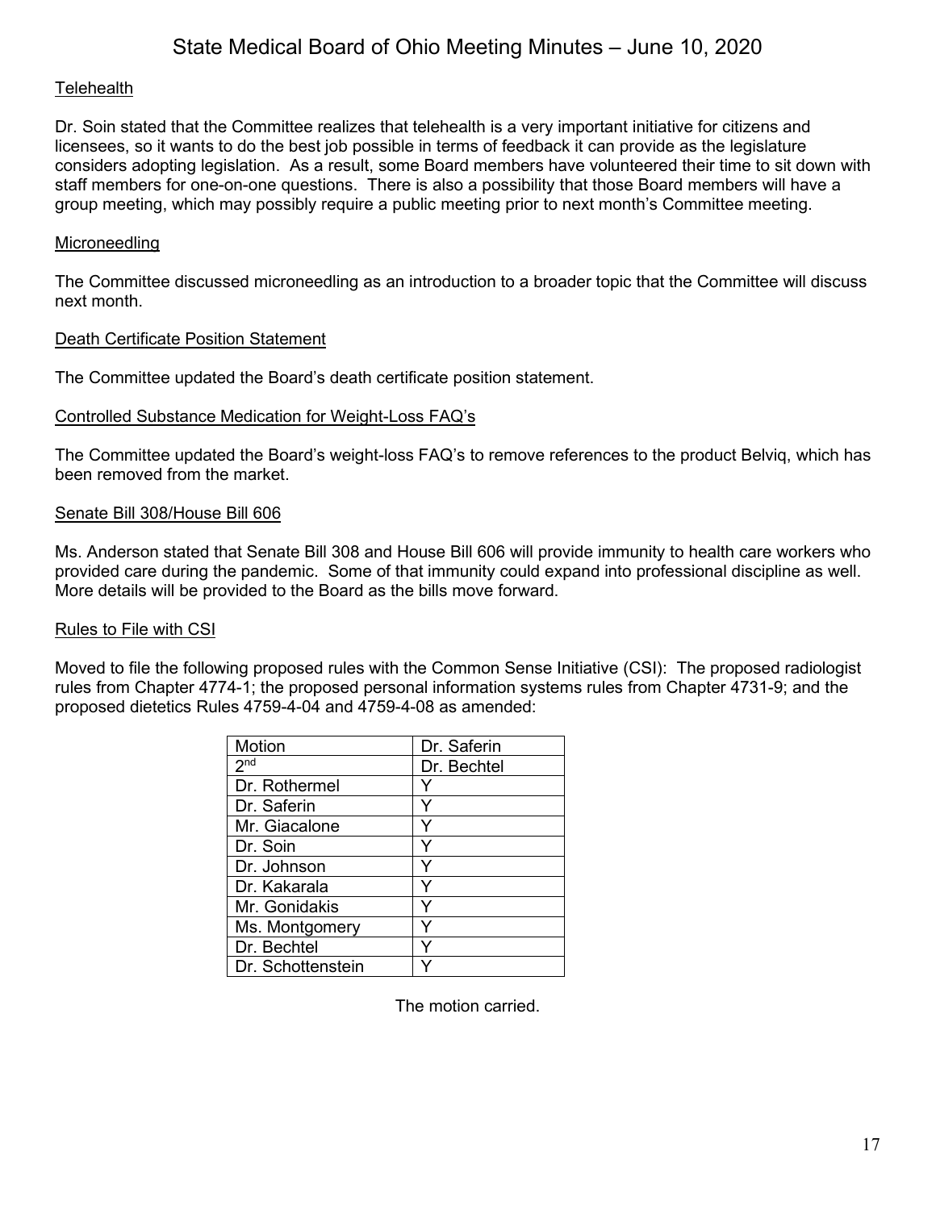### Telehealth

Dr. Soin stated that the Committee realizes that telehealth is a very important initiative for citizens and licensees, so it wants to do the best job possible in terms of feedback it can provide as the legislature considers adopting legislation. As a result, some Board members have volunteered their time to sit down with staff members for one-on-one questions. There is also a possibility that those Board members will have a group meeting, which may possibly require a public meeting prior to next month's Committee meeting.

### Microneedling

The Committee discussed microneedling as an introduction to a broader topic that the Committee will discuss next month.

### Death Certificate Position Statement

The Committee updated the Board's death certificate position statement.

### Controlled Substance Medication for Weight-Loss FAQ's

The Committee updated the Board's weight-loss FAQ's to remove references to the product Belviq, which has been removed from the market.

### Senate Bill 308/House Bill 606

Ms. Anderson stated that Senate Bill 308 and House Bill 606 will provide immunity to health care workers who provided care during the pandemic. Some of that immunity could expand into professional discipline as well. More details will be provided to the Board as the bills move forward.

### Rules to File with CSI

Moved to file the following proposed rules with the Common Sense Initiative (CSI): The proposed radiologist rules from Chapter 4774-1; the proposed personal information systems rules from Chapter 4731-9; and the proposed dietetics Rules 4759-4-04 and 4759-4-08 as amended:

| Motion | Dr. Saferin |
|---|---|
| 2nd | Dr. Bechtel |
| Dr. Rothermel | Y |
| Dr. Saferin | Y |
| Mr. Giacalone | Y |
| Dr. Soin | Y |
| Dr. Johnson | Y |
| Dr. Kakarala | Y |
| Mr. Gonidakis | Y |
| Ms. Montgomery | Y |
| Dr. Bechtel | Y |
| Dr. Schottenstein | Y |

The motion carried.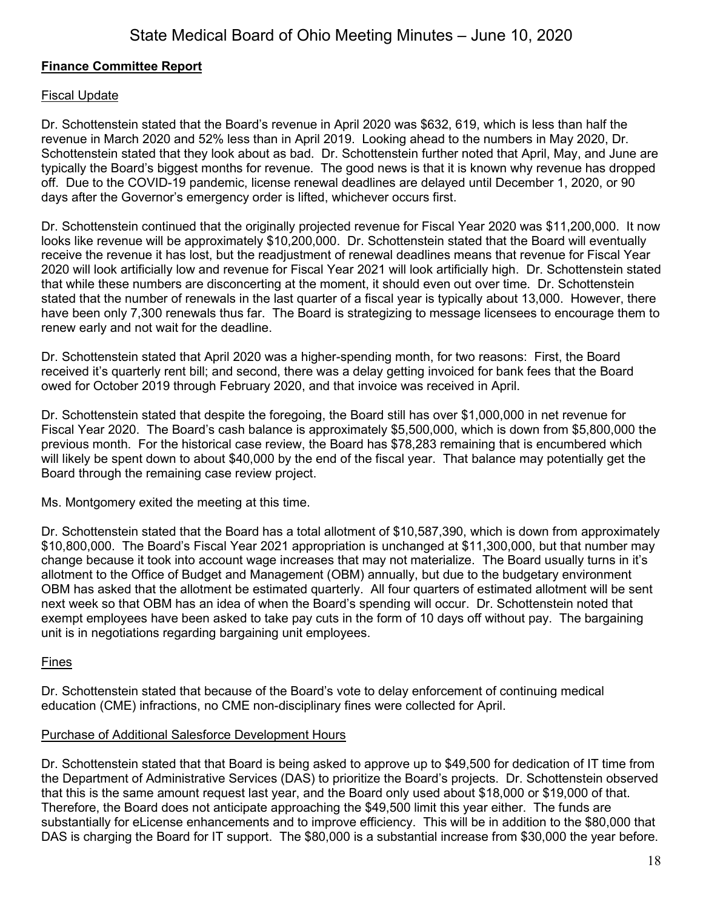**Finance Committee Report**

Fiscal Update

Dr. Schottenstein stated that the Board's revenue in April 2020 was $632, 619, which is less than half the revenue in March 2020 and 52% less than in April 2019. Looking ahead to the numbers in May 2020, Dr. Schottenstein stated that they look about as bad. Dr. Schottenstein further noted that April, May, and June are typically the Board's biggest months for revenue. The good news is that it is known why revenue has dropped off. Due to the COVID-19 pandemic, license renewal deadlines are delayed until December 1, 2020, or 90 days after the Governor's emergency order is lifted, whichever occurs first.

Dr. Schottenstein continued that the originally projected revenue for Fiscal Year 2020 was $11,200,000. It now looks like revenue will be approximately $10,200,000. Dr. Schottenstein stated that the Board will eventually receive the revenue it has lost, but the readjustment of renewal deadlines means that revenue for Fiscal Year 2020 will look artificially low and revenue for Fiscal Year 2021 will look artificially high. Dr. Schottenstein stated that while these numbers are disconcerting at the moment, it should even out over time. Dr. Schottenstein stated that the number of renewals in the last quarter of a fiscal year is typically about 13,000. However, there have been only 7,300 renewals thus far. The Board is strategizing to message licensees to encourage them to renew early and not wait for the deadline.

Dr. Schottenstein stated that April 2020 was a higher-spending month, for two reasons: First, the Board received it's quarterly rent bill; and second, there was a delay getting invoiced for bank fees that the Board owed for October 2019 through February 2020, and that invoice was received in April.

Dr. Schottenstein stated that despite the foregoing, the Board still has over $1,000,000 in net revenue for Fiscal Year 2020. The Board's cash balance is approximately $5,500,000, which is down from $5,800,000 the previous month. For the historical case review, the Board has $78,283 remaining that is encumbered which will likely be spent down to about $40,000 by the end of the fiscal year. That balance may potentially get the Board through the remaining case review project.

Ms. Montgomery exited the meeting at this time.

Dr. Schottenstein stated that the Board has a total allotment of $10,587,390, which is down from approximately $10,800,000. The Board's Fiscal Year 2021 appropriation is unchanged at $11,300,000, but that number may change because it took into account wage increases that may not materialize. The Board usually turns in it's allotment to the Office of Budget and Management (OBM) annually, but due to the budgetary environment OBM has asked that the allotment be estimated quarterly. All four quarters of estimated allotment will be sent next week so that OBM has an idea of when the Board's spending will occur. Dr. Schottenstein noted that exempt employees have been asked to take pay cuts in the form of 10 days off without pay. The bargaining unit is in negotiations regarding bargaining unit employees.

Fines

Dr. Schottenstein stated that because of the Board's vote to delay enforcement of continuing medical education (CME) infractions, no CME non-disciplinary fines were collected for April.

Purchase of Additional Salesforce Development Hours

Dr. Schottenstein stated that that Board is being asked to approve up to $49,500 for dedication of IT time from the Department of Administrative Services (DAS) to prioritize the Board's projects. Dr. Schottenstein observed that this is the same amount request last year, and the Board only used about $18,000 or $19,000 of that. Therefore, the Board does not anticipate approaching the $49,500 limit this year either. The funds are substantially for eLicense enhancements and to improve efficiency. This will be in addition to the $80,000 that DAS is charging the Board for IT support. The $80,000 is a substantial increase from $30,000 the year before.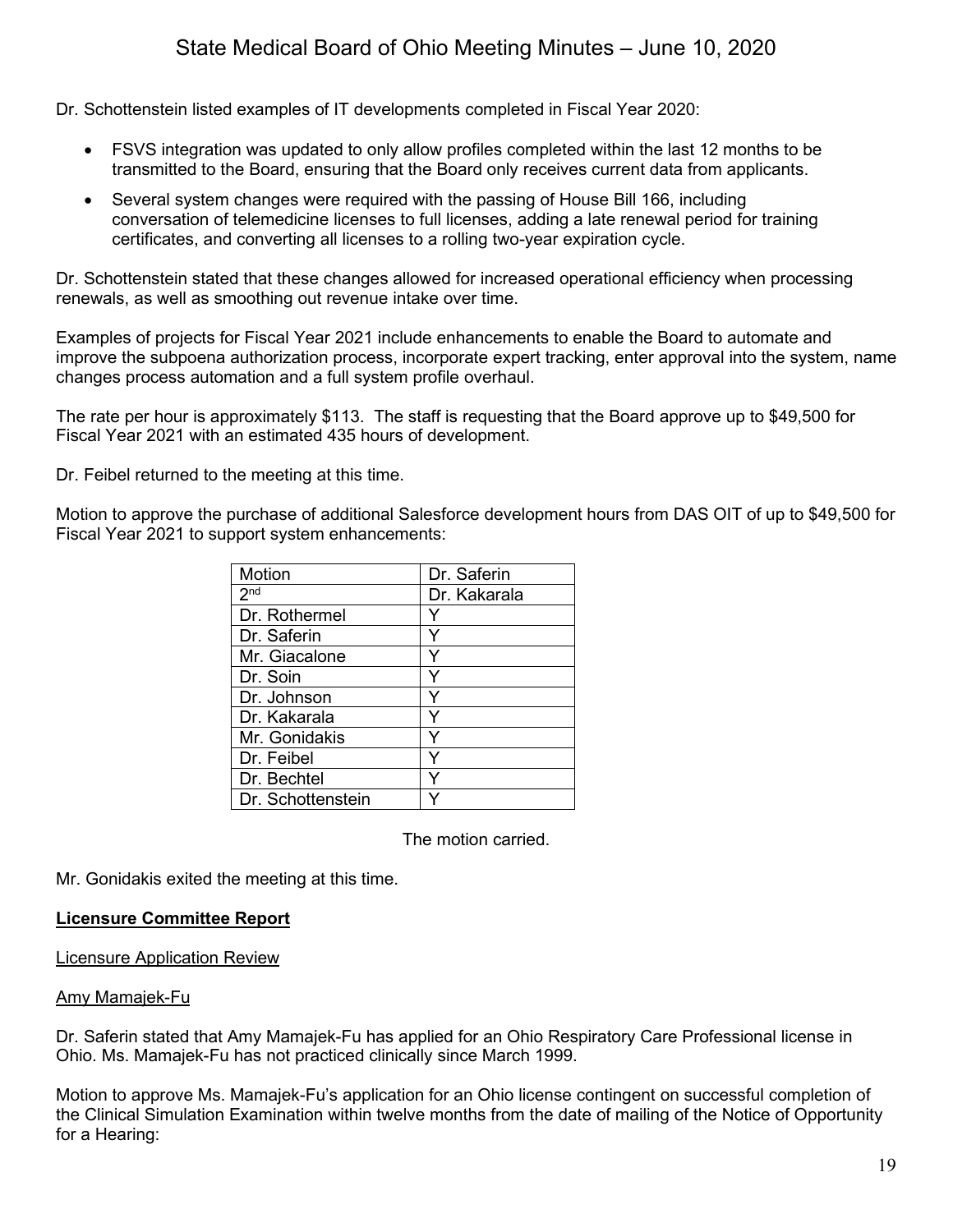Dr. Schottenstein listed examples of IT developments completed in Fiscal Year 2020:

- FSVS integration was updated to only allow profiles completed within the last 12 months to be transmitted to the Board, ensuring that the Board only receives current data from applicants.
- Several system changes were required with the passing of House Bill 166, including conversation of telemedicine licenses to full licenses, adding a late renewal period for training certificates, and converting all licenses to a rolling two-year expiration cycle.

Dr. Schottenstein stated that these changes allowed for increased operational efficiency when processing renewals, as well as smoothing out revenue intake over time.

Examples of projects for Fiscal Year 2021 include enhancements to enable the Board to automate and improve the subpoena authorization process, incorporate expert tracking, enter approval into the system, name changes process automation and a full system profile overhaul.

The rate per hour is approximately $113. The staff is requesting that the Board approve up to $49,500 for Fiscal Year 2021 with an estimated 435 hours of development.

Dr. Feibel returned to the meeting at this time.

Motion to approve the purchase of additional Salesforce development hours from DAS OIT of up to $49,500 for Fiscal Year 2021 to support system enhancements:

| Motion | Dr. Saferin |
|---|---|
| 2nd | Dr. Kakarala |
| Dr. Rothermel | Y |
| Dr. Saferin | Y |
| Mr. Giacalone | Y |
| Dr. Soin | Y |
| Dr. Johnson | Y |
| Dr. Kakarala | Y |
| Mr. Gonidakis | Y |
| Dr. Feibel | Y |
| Dr. Bechtel | Y |
| Dr. Schottenstein | Y |

The motion carried.

Mr. Gonidakis exited the meeting at this time.

**Licensure Committee Report**

Licensure Application Review

Amy Mamajek-Fu

Dr. Saferin stated that Amy Mamajek-Fu has applied for an Ohio Respiratory Care Professional license in Ohio. Ms. Mamajek-Fu has not practiced clinically since March 1999.

Motion to approve Ms. Mamajek-Fu's application for an Ohio license contingent on successful completion of the Clinical Simulation Examination within twelve months from the date of mailing of the Notice of Opportunity for a Hearing: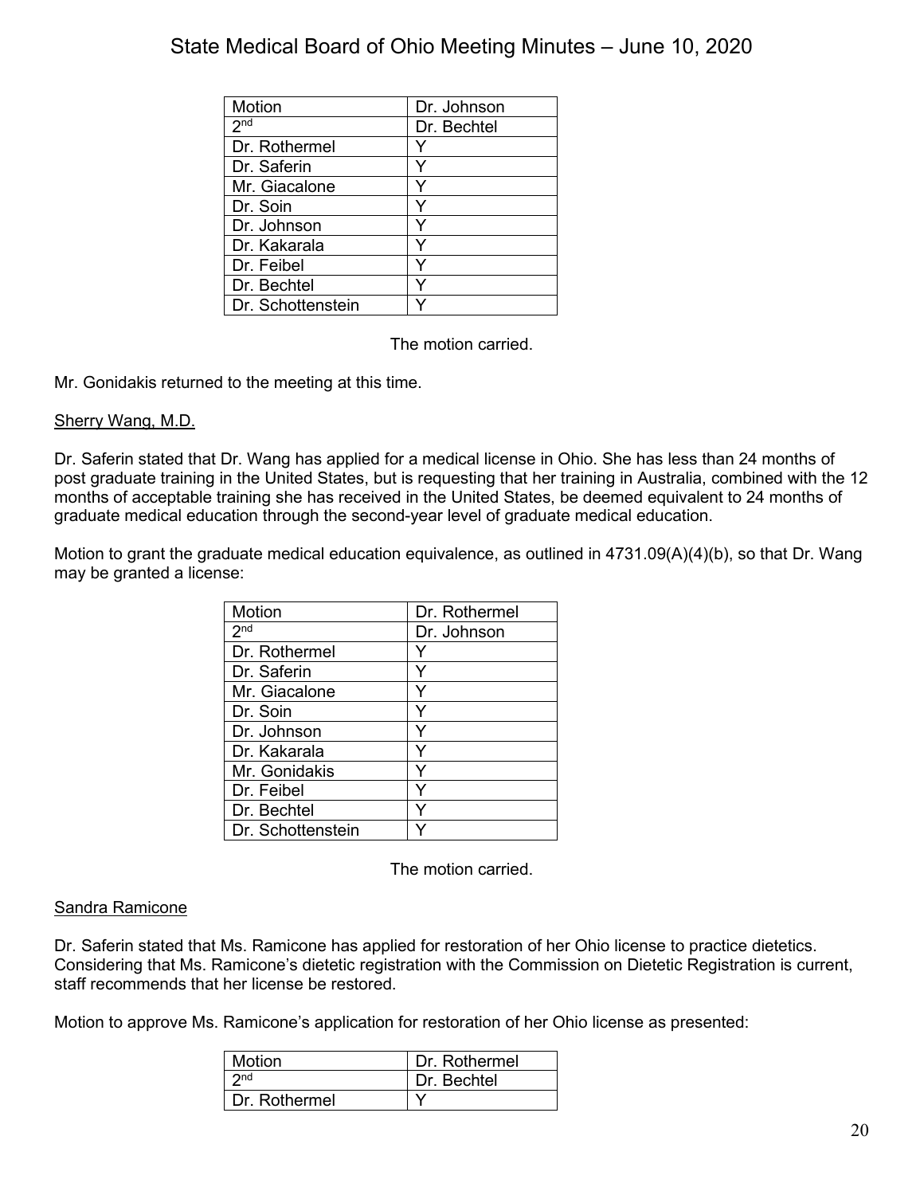| Motion | Dr. Johnson |
| --- | --- |
| 2nd | Dr. Bechtel |
| Dr. Rothermel | Y |
| Dr. Saferin | Y |
| Mr. Giacalone | Y |
| Dr. Soin | Y |
| Dr. Johnson | Y |
| Dr. Kakarala | Y |
| Dr. Feibel | Y |
| Dr. Bechtel | Y |
| Dr. Schottenstein | Y |

The motion carried.

Mr. Gonidakis returned to the meeting at this time.

<u>Sherry Wang, M.D.</u>

Dr. Saferin stated that Dr. Wang has applied for a medical license in Ohio. She has less than 24 months of post graduate training in the United States, but is requesting that her training in Australia, combined with the 12 months of acceptable training she has received in the United States, be deemed equivalent to 24 months of graduate medical education through the second-year level of graduate medical education.

Motion to grant the graduate medical education equivalence, as outlined in 4731.09(A)(4)(b), so that Dr. Wang may be granted a license:

| Motion | Dr. Rothermel |
| --- | --- |
| 2nd | Dr. Johnson |
| Dr. Rothermel | Y |
| Dr. Saferin | Y |
| Mr. Giacalone | Y |
| Dr. Soin | Y |
| Dr. Johnson | Y |
| Dr. Kakarala | Y |
| Mr. Gonidakis | Y |
| Dr. Feibel | Y |
| Dr. Bechtel | Y |
| Dr. Schottenstein | Y |

The motion carried.

<u>Sandra Ramicone</u>

Dr. Saferin stated that Ms. Ramicone has applied for restoration of her Ohio license to practice dietetics. Considering that Ms. Ramicone's dietetic registration with the Commission on Dietetic Registration is current, staff recommends that her license be restored.

Motion to approve Ms. Ramicone's application for restoration of her Ohio license as presented:

| Motion | Dr. Rothermel |
| --- | --- |
| 2nd | Dr. Bechtel |
| Dr. Rothermel | Y |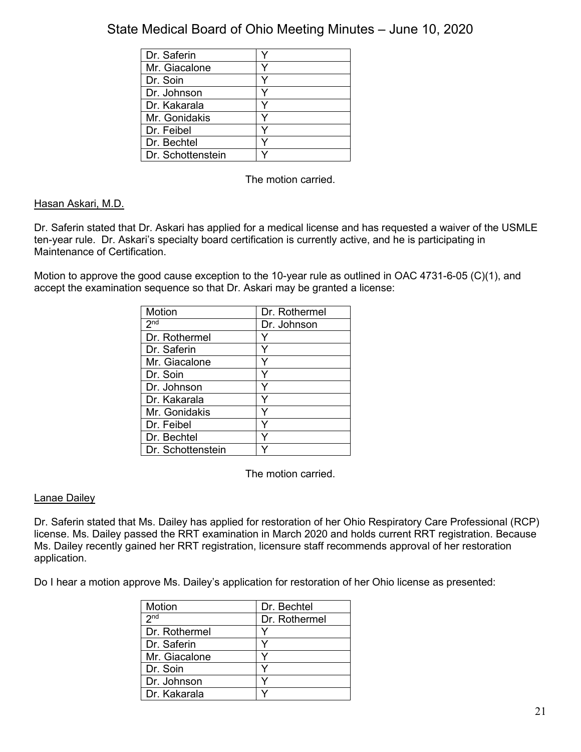| | |
|---|---|
| Dr. Saferin | Y |
| Mr. Giacalone | Y |
| Dr. Soin | Y |
| Dr. Johnson | Y |
| Dr. Kakarala | Y |
| Mr. Gonidakis | Y |
| Dr. Feibel | Y |
| Dr. Bechtel | Y |
| Dr. Schottenstein | Y |

The motion carried.

Hasan Askari, M.D.

Dr. Saferin stated that Dr. Askari has applied for a medical license and has requested a waiver of the USMLE ten-year rule. Dr. Askari's specialty board certification is currently active, and he is participating in Maintenance of Certification.

Motion to approve the good cause exception to the 10-year rule as outlined in OAC 4731-6-05 (C)(1), and accept the examination sequence so that Dr. Askari may be granted a license:

| Motion | Dr. Rothermel |
|---|---|
| 2nd | Dr. Johnson |
| Dr. Rothermel | Y |
| Dr. Saferin | Y |
| Mr. Giacalone | Y |
| Dr. Soin | Y |
| Dr. Johnson | Y |
| Dr. Kakarala | Y |
| Mr. Gonidakis | Y |
| Dr. Feibel | Y |
| Dr. Bechtel | Y |
| Dr. Schottenstein | Y |

The motion carried.

Lanae Dailey

Dr. Saferin stated that Ms. Dailey has applied for restoration of her Ohio Respiratory Care Professional (RCP) license. Ms. Dailey passed the RRT examination in March 2020 and holds current RRT registration. Because Ms. Dailey recently gained her RRT registration, licensure staff recommends approval of her restoration application.

Do I hear a motion approve Ms. Dailey's application for restoration of her Ohio license as presented:

| Motion | Dr. Bechtel |
|---|---|
| 2nd | Dr. Rothermel |
| Dr. Rothermel | Y |
| Dr. Saferin | Y |
| Mr. Giacalone | Y |
| Dr. Soin | Y |
| Dr. Johnson | Y |
| Dr. Kakarala | Y |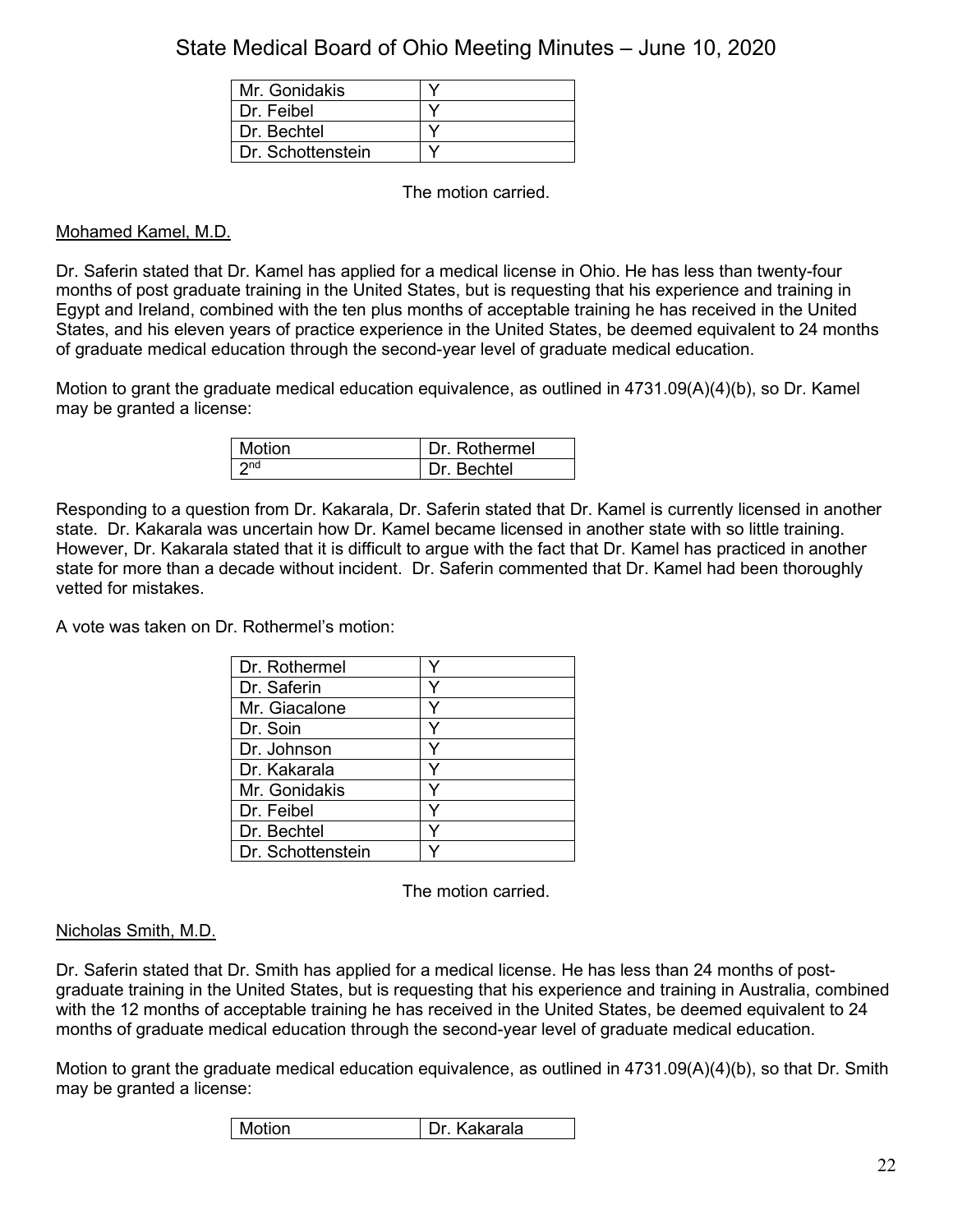| Mr. Gonidakis | Y |
|---|---|
| Dr. Feibel | Y |
| Dr. Bechtel | Y |
| Dr. Schottenstein | Y |

The motion carried.

Mohamed Kamel, M.D.

Dr. Saferin stated that Dr. Kamel has applied for a medical license in Ohio. He has less than twenty-four months of post graduate training in the United States, but is requesting that his experience and training in Egypt and Ireland, combined with the ten plus months of acceptable training he has received in the United States, and his eleven years of practice experience in the United States, be deemed equivalent to 24 months of graduate medical education through the second-year level of graduate medical education.

Motion to grant the graduate medical education equivalence, as outlined in 4731.09(A)(4)(b), so Dr. Kamel may be granted a license:

| Motion | Dr. Rothermel |
|---|---|
| 2nd | Dr. Bechtel |

Responding to a question from Dr. Kakarala, Dr. Saferin stated that Dr. Kamel is currently licensed in another state. Dr. Kakarala was uncertain how Dr. Kamel became licensed in another state with so little training. However, Dr. Kakarala stated that it is difficult to argue with the fact that Dr. Kamel has practiced in another state for more than a decade without incident. Dr. Saferin commented that Dr. Kamel had been thoroughly vetted for mistakes.

A vote was taken on Dr. Rothermel's motion:

| Dr. Rothermel | Y |
|---|---|
| Dr. Saferin | Y |
| Mr. Giacalone | Y |
| Dr. Soin | Y |
| Dr. Johnson | Y |
| Dr. Kakarala | Y |
| Mr. Gonidakis | Y |
| Dr. Feibel | Y |
| Dr. Bechtel | Y |
| Dr. Schottenstein | Y |

The motion carried.

Nicholas Smith, M.D.

Dr. Saferin stated that Dr. Smith has applied for a medical license. He has less than 24 months of post-graduate training in the United States, but is requesting that his experience and training in Australia, combined with the 12 months of acceptable training he has received in the United States, be deemed equivalent to 24 months of graduate medical education through the second-year level of graduate medical education.

Motion to grant the graduate medical education equivalence, as outlined in 4731.09(A)(4)(b), so that Dr. Smith may be granted a license:

| Motion | Dr. Kakarala |
|---|---|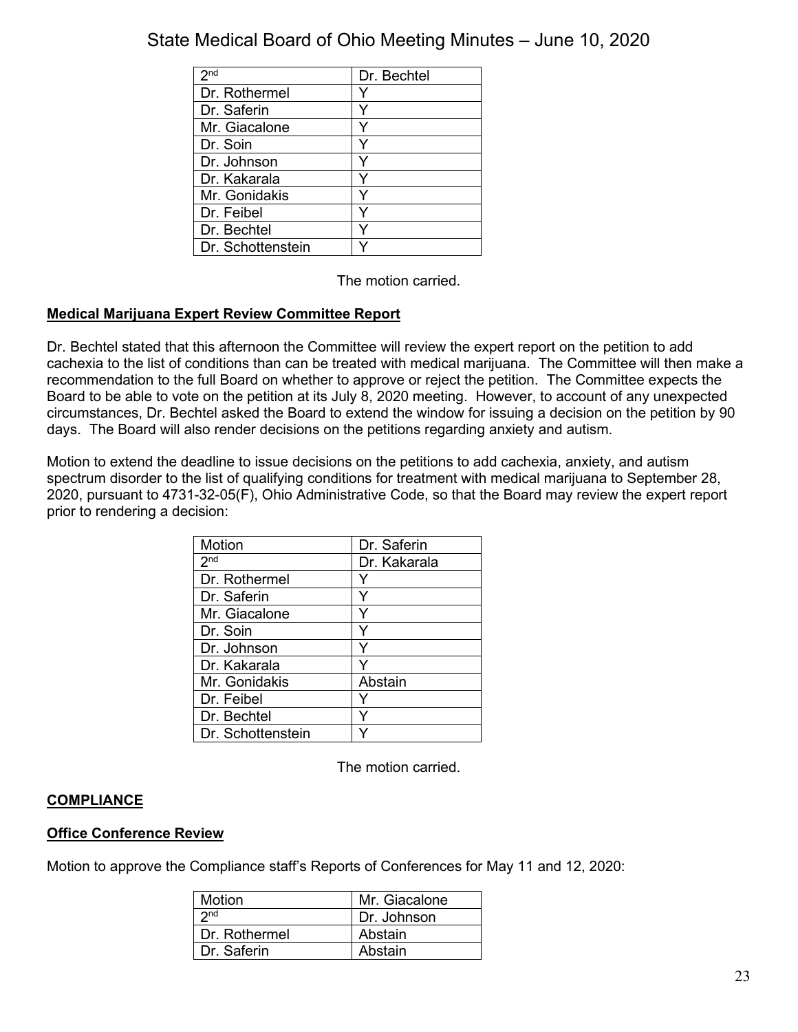| 2nd | Dr. Bechtel |
| --- | --- |
| Dr. Rothermel | Y |
| Dr. Saferin | Y |
| Mr. Giacalone | Y |
| Dr. Soin | Y |
| Dr. Johnson | Y |
| Dr. Kakarala | Y |
| Mr. Gonidakis | Y |
| Dr. Feibel | Y |
| Dr. Bechtel | Y |
| Dr. Schottenstein | Y |

The motion carried.

**Medical Marijuana Expert Review Committee Report**

Dr. Bechtel stated that this afternoon the Committee will review the expert report on the petition to add cachexia to the list of conditions than can be treated with medical marijuana. The Committee will then make a recommendation to the full Board on whether to approve or reject the petition. The Committee expects the Board to be able to vote on the petition at its July 8, 2020 meeting. However, to account of any unexpected circumstances, Dr. Bechtel asked the Board to extend the window for issuing a decision on the petition by 90 days. The Board will also render decisions on the petitions regarding anxiety and autism.

Motion to extend the deadline to issue decisions on the petitions to add cachexia, anxiety, and autism spectrum disorder to the list of qualifying conditions for treatment with medical marijuana to September 28, 2020, pursuant to 4731-32-05(F), Ohio Administrative Code, so that the Board may review the expert report prior to rendering a decision:

| Motion | Dr. Saferin |
| --- | --- |
| 2nd | Dr. Kakarala |
| Dr. Rothermel | Y |
| Dr. Saferin | Y |
| Mr. Giacalone | Y |
| Dr. Soin | Y |
| Dr. Johnson | Y |
| Dr. Kakarala | Y |
| Mr. Gonidakis | Abstain |
| Dr. Feibel | Y |
| Dr. Bechtel | Y |
| Dr. Schottenstein | Y |

The motion carried.

## COMPLIANCE

**Office Conference Review**

Motion to approve the Compliance staff's Reports of Conferences for May 11 and 12, 2020:

| Motion | Mr. Giacalone |
| --- | --- |
| 2nd | Dr. Johnson |
| Dr. Rothermel | Abstain |
| Dr. Saferin | Abstain |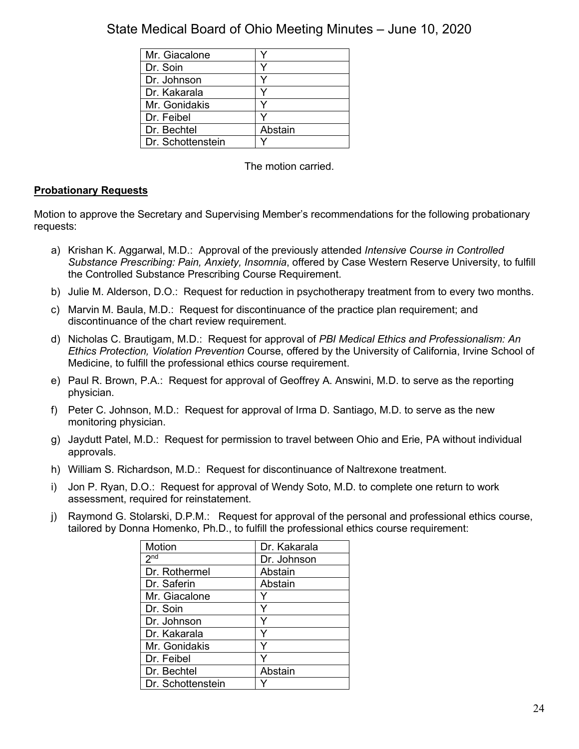| Mr. Giacalone | Y |
|---|---|
| Dr. Soin | Y |
| Dr. Johnson | Y |
| Dr. Kakarala | Y |
| Mr. Gonidakis | Y |
| Dr. Feibel | Y |
| Dr. Bechtel | Abstain |
| Dr. Schottenstein | Y |

The motion carried.

**Probationary Requests**

Motion to approve the Secretary and Supervising Member's recommendations for the following probationary requests:

a) Krishan K. Aggarwal, M.D.: Approval of the previously attended *Intensive Course in Controlled Substance Prescribing: Pain, Anxiety, Insomnia*, offered by Case Western Reserve University, to fulfill the Controlled Substance Prescribing Course Requirement.

b) Julie M. Alderson, D.O.: Request for reduction in psychotherapy treatment from to every two months.

c) Marvin M. Baula, M.D.: Request for discontinuance of the practice plan requirement; and discontinuance of the chart review requirement.

d) Nicholas C. Brautigam, M.D.: Request for approval of *PBI Medical Ethics and Professionalism: An Ethics Protection, Violation Prevention* Course, offered by the University of California, Irvine School of Medicine, to fulfill the professional ethics course requirement.

e) Paul R. Brown, P.A.: Request for approval of Geoffrey A. Answini, M.D. to serve as the reporting physician.

f) Peter C. Johnson, M.D.: Request for approval of Irma D. Santiago, M.D. to serve as the new monitoring physician.

g) Jaydutt Patel, M.D.: Request for permission to travel between Ohio and Erie, PA without individual approvals.

h) William S. Richardson, M.D.: Request for discontinuance of Naltrexone treatment.

i) Jon P. Ryan, D.O.: Request for approval of Wendy Soto, M.D. to complete one return to work assessment, required for reinstatement.

j) Raymond G. Stolarski, D.P.M.: Request for approval of the personal and professional ethics course, tailored by Donna Homenko, Ph.D., to fulfill the professional ethics course requirement:

| Motion | Dr. Kakarala |
|---|---|
| 2nd | Dr. Johnson |
| Dr. Rothermel | Abstain |
| Dr. Saferin | Abstain |
| Mr. Giacalone | Y |
| Dr. Soin | Y |
| Dr. Johnson | Y |
| Dr. Kakarala | Y |
| Mr. Gonidakis | Y |
| Dr. Feibel | Y |
| Dr. Bechtel | Abstain |
| Dr. Schottenstein | Y |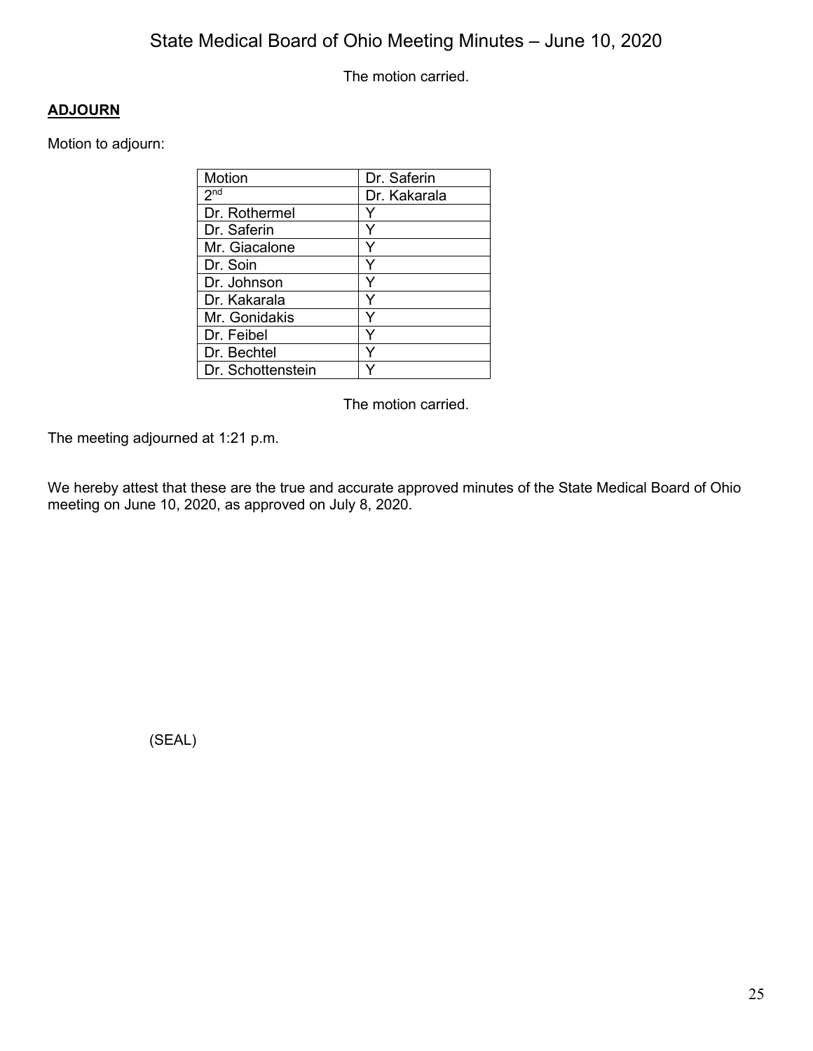The motion carried.

## ADJOURN

Motion to adjourn:

| Motion | Dr. Saferin |
|---|---|
| 2nd | Dr. Kakarala |
| Dr. Rothermel | Y |
| Dr. Saferin | Y |
| Mr. Giacalone | Y |
| Dr. Soin | Y |
| Dr. Johnson | Y |
| Dr. Kakarala | Y |
| Mr. Gonidakis | Y |
| Dr. Feibel | Y |
| Dr. Bechtel | Y |
| Dr. Schottenstein | Y |

The motion carried.

The meeting adjourned at 1:21 p.m.

We hereby attest that these are the true and accurate approved minutes of the State Medical Board of Ohio meeting on June 10, 2020, as approved on July 8, 2020.

(SEAL)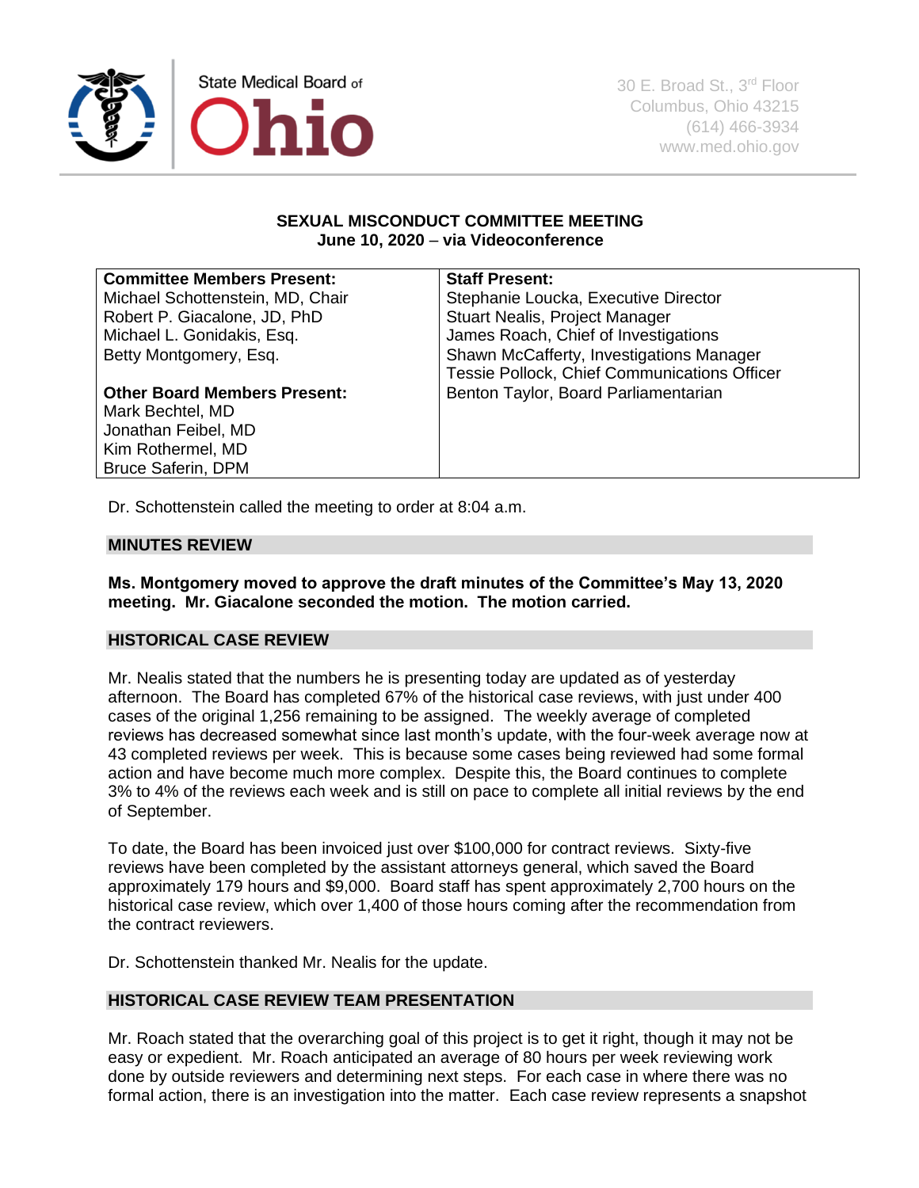State Medical Board of Ohio

30 E. Broad St., 3rd Floor
Columbus, Ohio 43215
(614) 466-3934
www.med.ohio.gov

**SEXUAL MISCONDUCT COMMITTEE MEETING**
**June 10, 2020 – via Videoconference**

| **Committee Members Present:** | **Staff Present:** |
|---|---|
| Michael Schottenstein, MD, Chair<br>Robert P. Giacalone, JD, PhD<br>Michael L. Gonidakis, Esq.<br>Betty Montgomery, Esq.<br><br>**Other Board Members Present:**<br>Mark Bechtel, MD<br>Jonathan Feibel, MD<br>Kim Rothermel, MD<br>Bruce Saferin, DPM | Stephanie Loucka, Executive Director<br>Stuart Nealis, Project Manager<br>James Roach, Chief of Investigations<br>Shawn McCafferty, Investigations Manager<br>Tessie Pollock, Chief Communications Officer<br>Benton Taylor, Board Parliamentarian |

Dr. Schottenstein called the meeting to order at 8:04 a.m.

## MINUTES REVIEW

**Ms. Montgomery moved to approve the draft minutes of the Committee's May 13, 2020 meeting. Mr. Giacalone seconded the motion. The motion carried.**

## HISTORICAL CASE REVIEW

Mr. Nealis stated that the numbers he is presenting today are updated as of yesterday afternoon. The Board has completed 67% of the historical case reviews, with just under 400 cases of the original 1,256 remaining to be assigned. The weekly average of completed reviews has decreased somewhat since last month's update, with the four-week average now at 43 completed reviews per week. This is because some cases being reviewed had some formal action and have become much more complex. Despite this, the Board continues to complete 3% to 4% of the reviews each week and is still on pace to complete all initial reviews by the end of September.

To date, the Board has been invoiced just over $100,000 for contract reviews. Sixty-five reviews have been completed by the assistant attorneys general, which saved the Board approximately 179 hours and $9,000. Board staff has spent approximately 2,700 hours on the historical case review, which over 1,400 of those hours coming after the recommendation from the contract reviewers.

Dr. Schottenstein thanked Mr. Nealis for the update.

## HISTORICAL CASE REVIEW TEAM PRESENTATION

Mr. Roach stated that the overarching goal of this project is to get it right, though it may not be easy or expedient. Mr. Roach anticipated an average of 80 hours per week reviewing work done by outside reviewers and determining next steps. For each case in where there was no formal action, there is an investigation into the matter. Each case review represents a snapshot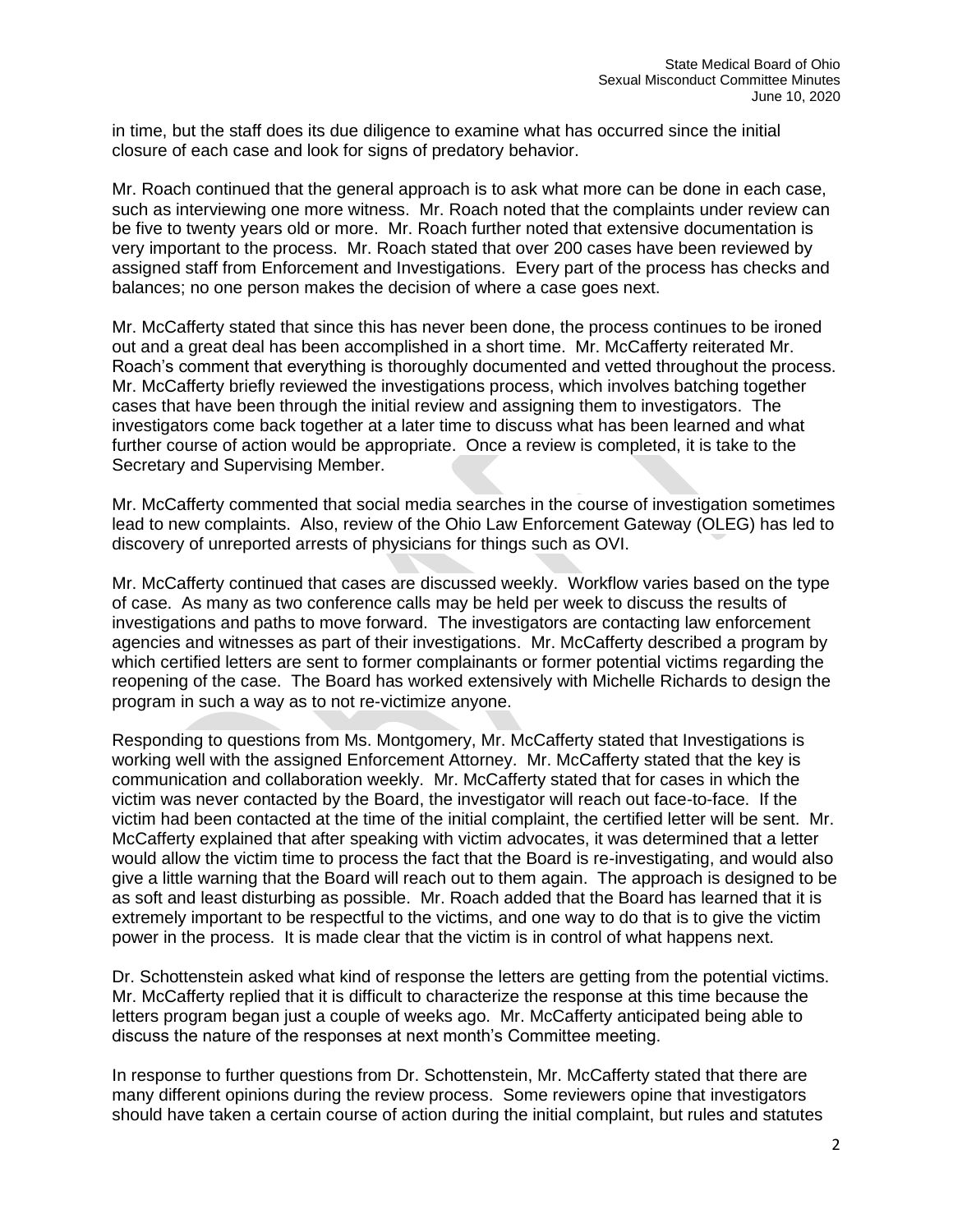in time, but the staff does its due diligence to examine what has occurred since the initial closure of each case and look for signs of predatory behavior.

Mr. Roach continued that the general approach is to ask what more can be done in each case, such as interviewing one more witness. Mr. Roach noted that the complaints under review can be five to twenty years old or more. Mr. Roach further noted that extensive documentation is very important to the process. Mr. Roach stated that over 200 cases have been reviewed by assigned staff from Enforcement and Investigations. Every part of the process has checks and balances; no one person makes the decision of where a case goes next.

Mr. McCafferty stated that since this has never been done, the process continues to be ironed out and a great deal has been accomplished in a short time. Mr. McCafferty reiterated Mr. Roach's comment that everything is thoroughly documented and vetted throughout the process. Mr. McCafferty briefly reviewed the investigations process, which involves batching together cases that have been through the initial review and assigning them to investigators. The investigators come back together at a later time to discuss what has been learned and what further course of action would be appropriate. Once a review is completed, it is take to the Secretary and Supervising Member.

Mr. McCafferty commented that social media searches in the course of investigation sometimes lead to new complaints. Also, review of the Ohio Law Enforcement Gateway (OLEG) has led to discovery of unreported arrests of physicians for things such as OVI.

Mr. McCafferty continued that cases are discussed weekly. Workflow varies based on the type of case. As many as two conference calls may be held per week to discuss the results of investigations and paths to move forward. The investigators are contacting law enforcement agencies and witnesses as part of their investigations. Mr. McCafferty described a program by which certified letters are sent to former complainants or former potential victims regarding the reopening of the case. The Board has worked extensively with Michelle Richards to design the program in such a way as to not re-victimize anyone.

Responding to questions from Ms. Montgomery, Mr. McCafferty stated that Investigations is working well with the assigned Enforcement Attorney. Mr. McCafferty stated that the key is communication and collaboration weekly. Mr. McCafferty stated that for cases in which the victim was never contacted by the Board, the investigator will reach out face-to-face. If the victim had been contacted at the time of the initial complaint, the certified letter will be sent. Mr. McCafferty explained that after speaking with victim advocates, it was determined that a letter would allow the victim time to process the fact that the Board is re-investigating, and would also give a little warning that the Board will reach out to them again. The approach is designed to be as soft and least disturbing as possible. Mr. Roach added that the Board has learned that it is extremely important to be respectful to the victims, and one way to do that is to give the victim power in the process. It is made clear that the victim is in control of what happens next.

Dr. Schottenstein asked what kind of response the letters are getting from the potential victims. Mr. McCafferty replied that it is difficult to characterize the response at this time because the letters program began just a couple of weeks ago. Mr. McCafferty anticipated being able to discuss the nature of the responses at next month's Committee meeting.

In response to further questions from Dr. Schottenstein, Mr. McCafferty stated that there are many different opinions during the review process. Some reviewers opine that investigators should have taken a certain course of action during the initial complaint, but rules and statutes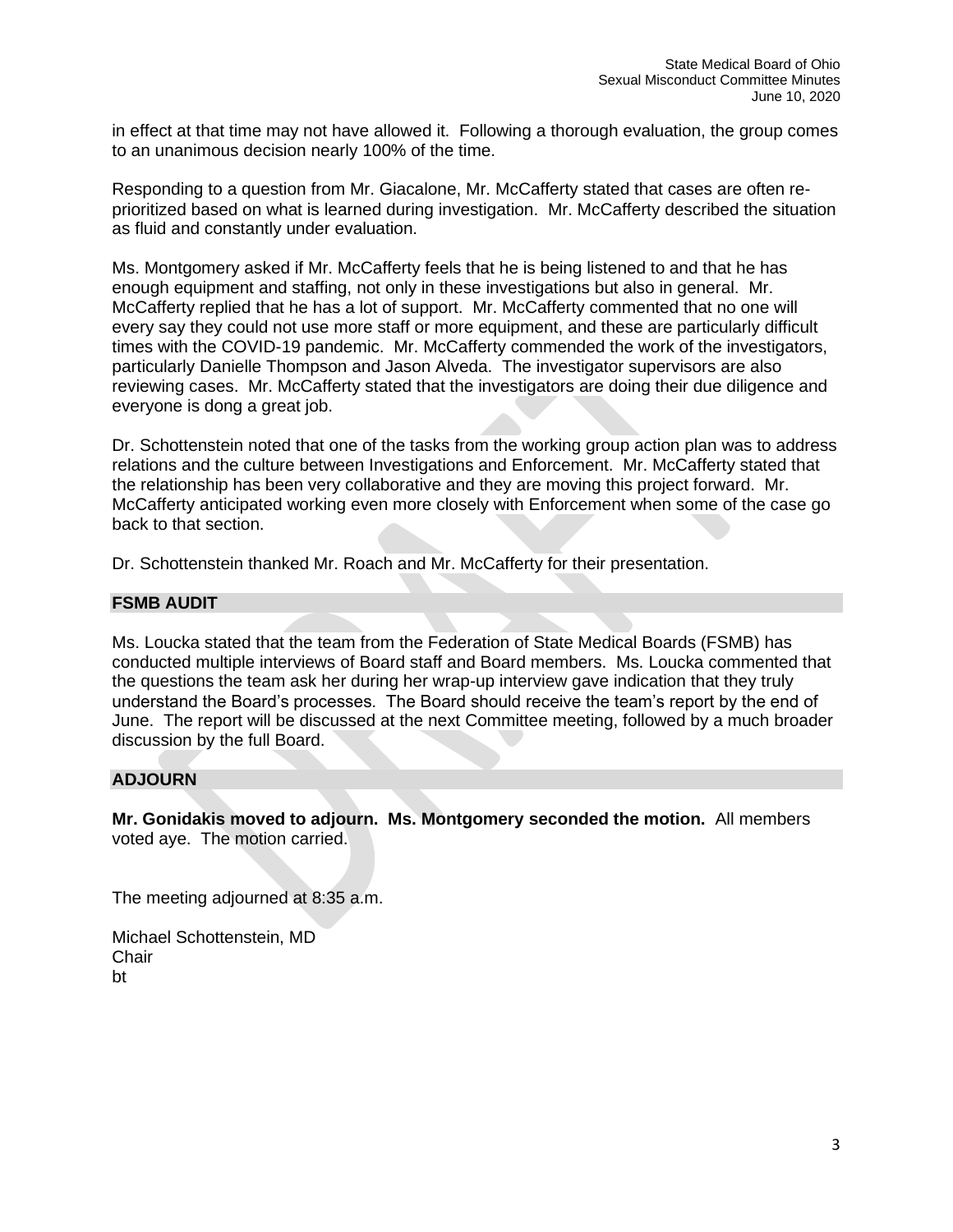in effect at that time may not have allowed it. Following a thorough evaluation, the group comes to an unanimous decision nearly 100% of the time.

Responding to a question from Mr. Giacalone, Mr. McCafferty stated that cases are often re-prioritized based on what is learned during investigation. Mr. McCafferty described the situation as fluid and constantly under evaluation.

Ms. Montgomery asked if Mr. McCafferty feels that he is being listened to and that he has enough equipment and staffing, not only in these investigations but also in general. Mr. McCafferty replied that he has a lot of support. Mr. McCafferty commented that no one will every say they could not use more staff or more equipment, and these are particularly difficult times with the COVID-19 pandemic. Mr. McCafferty commended the work of the investigators, particularly Danielle Thompson and Jason Alveda. The investigator supervisors are also reviewing cases. Mr. McCafferty stated that the investigators are doing their due diligence and everyone is dong a great job.

Dr. Schottenstein noted that one of the tasks from the working group action plan was to address relations and the culture between Investigations and Enforcement. Mr. McCafferty stated that the relationship has been very collaborative and they are moving this project forward. Mr. McCafferty anticipated working even more closely with Enforcement when some of the case go back to that section.

Dr. Schottenstein thanked Mr. Roach and Mr. McCafferty for their presentation.

## FSMB AUDIT

Ms. Loucka stated that the team from the Federation of State Medical Boards (FSMB) has conducted multiple interviews of Board staff and Board members. Ms. Loucka commented that the questions the team ask her during her wrap-up interview gave indication that they truly understand the Board's processes. The Board should receive the team's report by the end of June. The report will be discussed at the next Committee meeting, followed by a much broader discussion by the full Board.

## ADJOURN

**Mr. Gonidakis moved to adjourn. Ms. Montgomery seconded the motion.** All members voted aye. The motion carried.

The meeting adjourned at 8:35 a.m.

Michael Schottenstein, MD
Chair
bt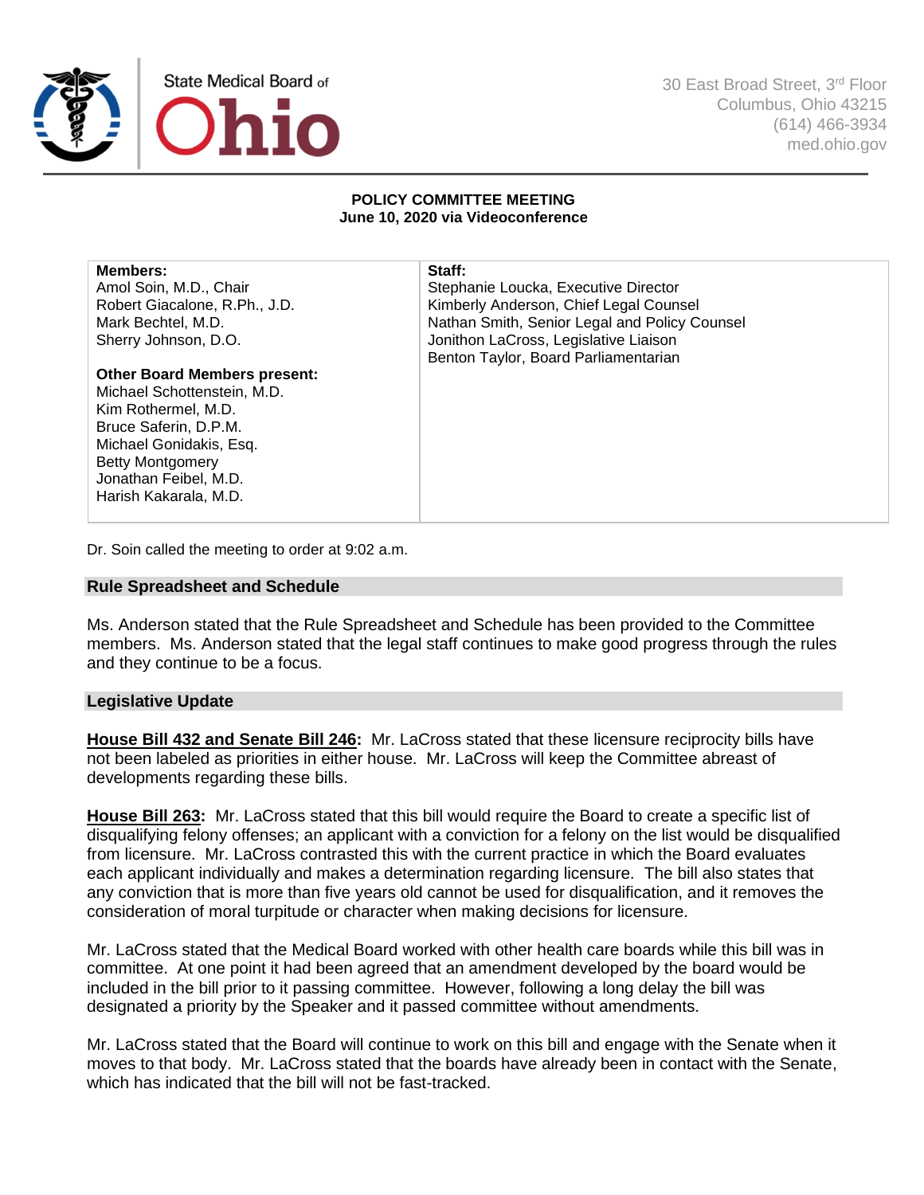State Medical Board of Ohio

30 East Broad Street, 3rd Floor
Columbus, Ohio 43215
(614) 466-3934
med.ohio.gov

**POLICY COMMITTEE MEETING**
**June 10, 2020 via Videoconference**

| **Members:** | **Staff:** |
|---|---|
| Amol Soin, M.D., Chair | Stephanie Loucka, Executive Director |
| Robert Giacalone, R.Ph., J.D. | Kimberly Anderson, Chief Legal Counsel |
| Mark Bechtel, M.D. | Nathan Smith, Senior Legal and Policy Counsel |
| Sherry Johnson, D.O. | Jonithon LaCross, Legislative Liaison |
| | Benton Taylor, Board Parliamentarian |
| **Other Board Members present:** | |
| Michael Schottenstein, M.D. | |
| Kim Rothermel, M.D. | |
| Bruce Saferin, D.P.M. | |
| Michael Gonidakis, Esq. | |
| Betty Montgomery | |
| Jonathan Feibel, M.D. | |
| Harish Kakarala, M.D. | |

Dr. Soin called the meeting to order at 9:02 a.m.

## Rule Spreadsheet and Schedule

Ms. Anderson stated that the Rule Spreadsheet and Schedule has been provided to the Committee members. Ms. Anderson stated that the legal staff continues to make good progress through the rules and they continue to be a focus.

## Legislative Update

**House Bill 432 and Senate Bill 246:** Mr. LaCross stated that these licensure reciprocity bills have not been labeled as priorities in either house. Mr. LaCross will keep the Committee abreast of developments regarding these bills.

**House Bill 263:** Mr. LaCross stated that this bill would require the Board to create a specific list of disqualifying felony offenses; an applicant with a conviction for a felony on the list would be disqualified from licensure. Mr. LaCross contrasted this with the current practice in which the Board evaluates each applicant individually and makes a determination regarding licensure. The bill also states that any conviction that is more than five years old cannot be used for disqualification, and it removes the consideration of moral turpitude or character when making decisions for licensure.

Mr. LaCross stated that the Medical Board worked with other health care boards while this bill was in committee. At one point it had been agreed that an amendment developed by the board would be included in the bill prior to it passing committee. However, following a long delay the bill was designated a priority by the Speaker and it passed committee without amendments.

Mr. LaCross stated that the Board will continue to work on this bill and engage with the Senate when it moves to that body. Mr. LaCross stated that the boards have already been in contact with the Senate, which has indicated that the bill will not be fast-tracked.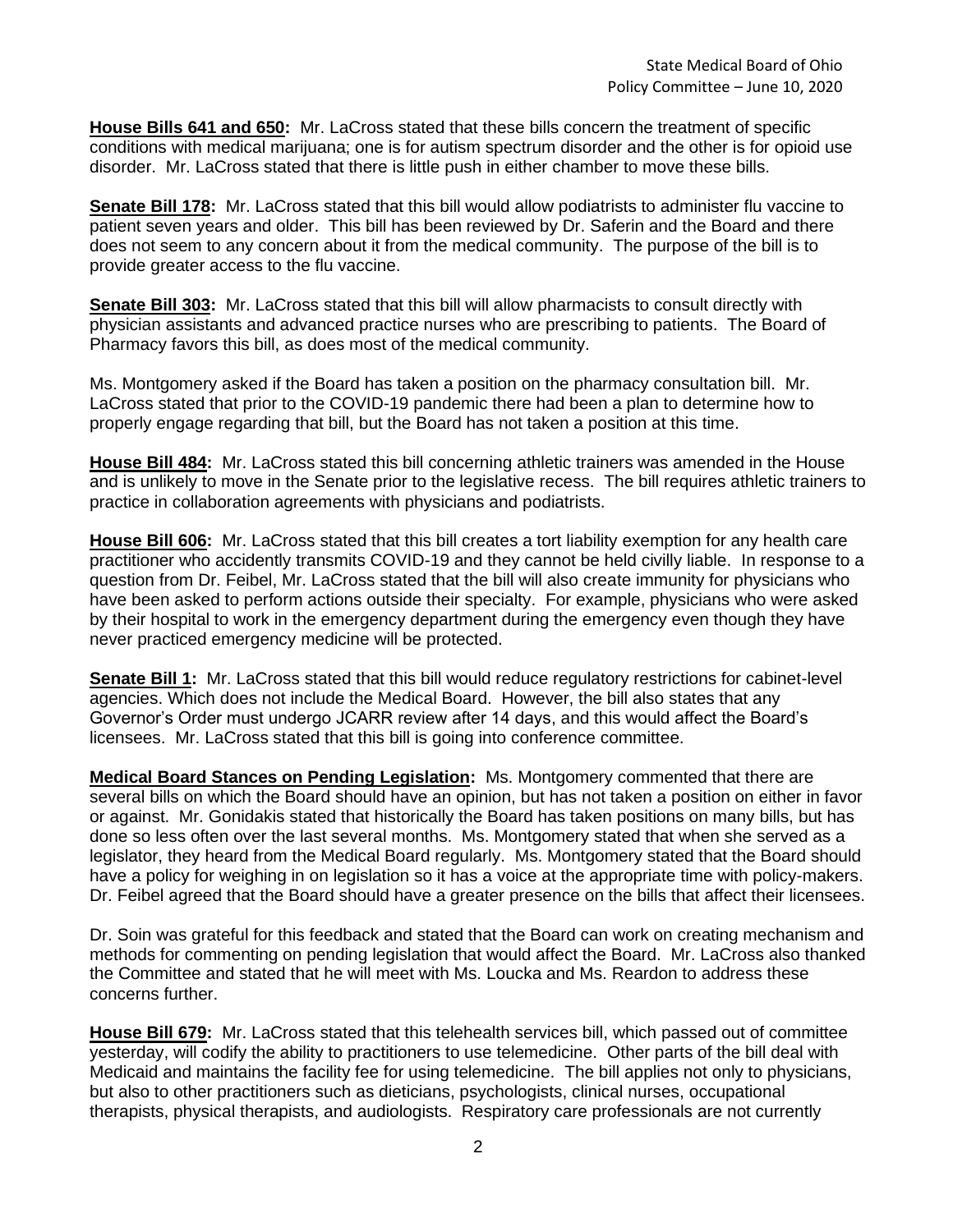**House Bills 641 and 650:** Mr. LaCross stated that these bills concern the treatment of specific conditions with medical marijuana; one is for autism spectrum disorder and the other is for opioid use disorder. Mr. LaCross stated that there is little push in either chamber to move these bills.

**Senate Bill 178:** Mr. LaCross stated that this bill would allow podiatrists to administer flu vaccine to patient seven years and older. This bill has been reviewed by Dr. Saferin and the Board and there does not seem to any concern about it from the medical community. The purpose of the bill is to provide greater access to the flu vaccine.

**Senate Bill 303:** Mr. LaCross stated that this bill will allow pharmacists to consult directly with physician assistants and advanced practice nurses who are prescribing to patients. The Board of Pharmacy favors this bill, as does most of the medical community.

Ms. Montgomery asked if the Board has taken a position on the pharmacy consultation bill. Mr. LaCross stated that prior to the COVID-19 pandemic there had been a plan to determine how to properly engage regarding that bill, but the Board has not taken a position at this time.

**House Bill 484:** Mr. LaCross stated this bill concerning athletic trainers was amended in the House and is unlikely to move in the Senate prior to the legislative recess. The bill requires athletic trainers to practice in collaboration agreements with physicians and podiatrists.

**House Bill 606:** Mr. LaCross stated that this bill creates a tort liability exemption for any health care practitioner who accidently transmits COVID-19 and they cannot be held civilly liable. In response to a question from Dr. Feibel, Mr. LaCross stated that the bill will also create immunity for physicians who have been asked to perform actions outside their specialty. For example, physicians who were asked by their hospital to work in the emergency department during the emergency even though they have never practiced emergency medicine will be protected.

**Senate Bill 1:** Mr. LaCross stated that this bill would reduce regulatory restrictions for cabinet-level agencies. Which does not include the Medical Board. However, the bill also states that any Governor's Order must undergo JCARR review after 14 days, and this would affect the Board's licensees. Mr. LaCross stated that this bill is going into conference committee.

**Medical Board Stances on Pending Legislation:** Ms. Montgomery commented that there are several bills on which the Board should have an opinion, but has not taken a position on either in favor or against. Mr. Gonidakis stated that historically the Board has taken positions on many bills, but has done so less often over the last several months. Ms. Montgomery stated that when she served as a legislator, they heard from the Medical Board regularly. Ms. Montgomery stated that the Board should have a policy for weighing in on legislation so it has a voice at the appropriate time with policy-makers. Dr. Feibel agreed that the Board should have a greater presence on the bills that affect their licensees.

Dr. Soin was grateful for this feedback and stated that the Board can work on creating mechanism and methods for commenting on pending legislation that would affect the Board. Mr. LaCross also thanked the Committee and stated that he will meet with Ms. Loucka and Ms. Reardon to address these concerns further.

**House Bill 679:** Mr. LaCross stated that this telehealth services bill, which passed out of committee yesterday, will codify the ability to practitioners to use telemedicine. Other parts of the bill deal with Medicaid and maintains the facility fee for using telemedicine. The bill applies not only to physicians, but also to other practitioners such as dieticians, psychologists, clinical nurses, occupational therapists, physical therapists, and audiologists. Respiratory care professionals are not currently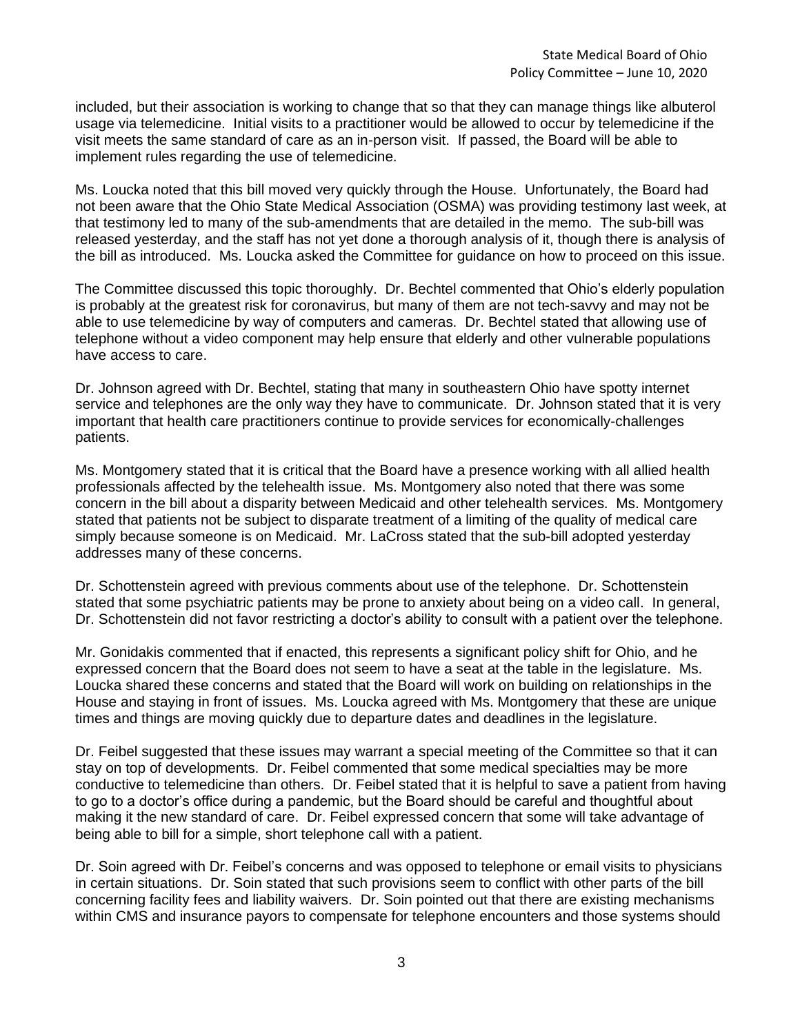included, but their association is working to change that so that they can manage things like albuterol usage via telemedicine. Initial visits to a practitioner would be allowed to occur by telemedicine if the visit meets the same standard of care as an in-person visit. If passed, the Board will be able to implement rules regarding the use of telemedicine.

Ms. Loucka noted that this bill moved very quickly through the House. Unfortunately, the Board had not been aware that the Ohio State Medical Association (OSMA) was providing testimony last week, at that testimony led to many of the sub-amendments that are detailed in the memo. The sub-bill was released yesterday, and the staff has not yet done a thorough analysis of it, though there is analysis of the bill as introduced. Ms. Loucka asked the Committee for guidance on how to proceed on this issue.

The Committee discussed this topic thoroughly. Dr. Bechtel commented that Ohio's elderly population is probably at the greatest risk for coronavirus, but many of them are not tech-savvy and may not be able to use telemedicine by way of computers and cameras. Dr. Bechtel stated that allowing use of telephone without a video component may help ensure that elderly and other vulnerable populations have access to care.

Dr. Johnson agreed with Dr. Bechtel, stating that many in southeastern Ohio have spotty internet service and telephones are the only way they have to communicate. Dr. Johnson stated that it is very important that health care practitioners continue to provide services for economically-challenges patients.

Ms. Montgomery stated that it is critical that the Board have a presence working with all allied health professionals affected by the telehealth issue. Ms. Montgomery also noted that there was some concern in the bill about a disparity between Medicaid and other telehealth services. Ms. Montgomery stated that patients not be subject to disparate treatment of a limiting of the quality of medical care simply because someone is on Medicaid. Mr. LaCross stated that the sub-bill adopted yesterday addresses many of these concerns.

Dr. Schottenstein agreed with previous comments about use of the telephone. Dr. Schottenstein stated that some psychiatric patients may be prone to anxiety about being on a video call. In general, Dr. Schottenstein did not favor restricting a doctor's ability to consult with a patient over the telephone.

Mr. Gonidakis commented that if enacted, this represents a significant policy shift for Ohio, and he expressed concern that the Board does not seem to have a seat at the table in the legislature. Ms. Loucka shared these concerns and stated that the Board will work on building on relationships in the House and staying in front of issues. Ms. Loucka agreed with Ms. Montgomery that these are unique times and things are moving quickly due to departure dates and deadlines in the legislature.

Dr. Feibel suggested that these issues may warrant a special meeting of the Committee so that it can stay on top of developments. Dr. Feibel commented that some medical specialties may be more conductive to telemedicine than others. Dr. Feibel stated that it is helpful to save a patient from having to go to a doctor's office during a pandemic, but the Board should be careful and thoughtful about making it the new standard of care. Dr. Feibel expressed concern that some will take advantage of being able to bill for a simple, short telephone call with a patient.

Dr. Soin agreed with Dr. Feibel's concerns and was opposed to telephone or email visits to physicians in certain situations. Dr. Soin stated that such provisions seem to conflict with other parts of the bill concerning facility fees and liability waivers. Dr. Soin pointed out that there are existing mechanisms within CMS and insurance payors to compensate for telephone encounters and those systems should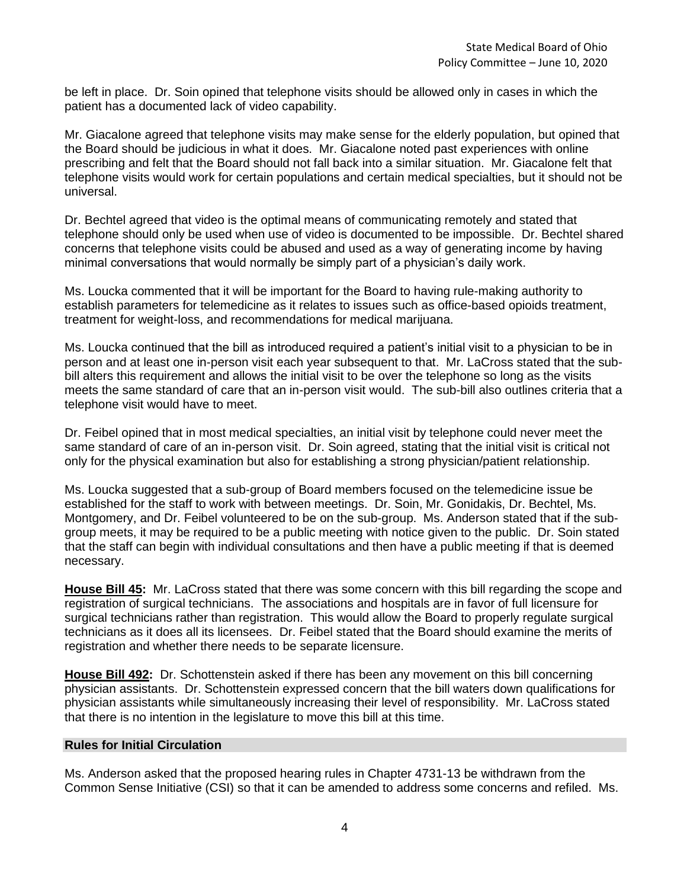be left in place. Dr. Soin opined that telephone visits should be allowed only in cases in which the patient has a documented lack of video capability.

Mr. Giacalone agreed that telephone visits may make sense for the elderly population, but opined that the Board should be judicious in what it does. Mr. Giacalone noted past experiences with online prescribing and felt that the Board should not fall back into a similar situation. Mr. Giacalone felt that telephone visits would work for certain populations and certain medical specialties, but it should not be universal.

Dr. Bechtel agreed that video is the optimal means of communicating remotely and stated that telephone should only be used when use of video is documented to be impossible. Dr. Bechtel shared concerns that telephone visits could be abused and used as a way of generating income by having minimal conversations that would normally be simply part of a physician's daily work.

Ms. Loucka commented that it will be important for the Board to having rule-making authority to establish parameters for telemedicine as it relates to issues such as office-based opioids treatment, treatment for weight-loss, and recommendations for medical marijuana.

Ms. Loucka continued that the bill as introduced required a patient's initial visit to a physician to be in person and at least one in-person visit each year subsequent to that. Mr. LaCross stated that the sub-bill alters this requirement and allows the initial visit to be over the telephone so long as the visits meets the same standard of care that an in-person visit would. The sub-bill also outlines criteria that a telephone visit would have to meet.

Dr. Feibel opined that in most medical specialties, an initial visit by telephone could never meet the same standard of care of an in-person visit. Dr. Soin agreed, stating that the initial visit is critical not only for the physical examination but also for establishing a strong physician/patient relationship.

Ms. Loucka suggested that a sub-group of Board members focused on the telemedicine issue be established for the staff to work with between meetings. Dr. Soin, Mr. Gonidakis, Dr. Bechtel, Ms. Montgomery, and Dr. Feibel volunteered to be on the sub-group. Ms. Anderson stated that if the sub-group meets, it may be required to be a public meeting with notice given to the public. Dr. Soin stated that the staff can begin with individual consultations and then have a public meeting if that is deemed necessary.

**House Bill 45:** Mr. LaCross stated that there was some concern with this bill regarding the scope and registration of surgical technicians. The associations and hospitals are in favor of full licensure for surgical technicians rather than registration. This would allow the Board to properly regulate surgical technicians as it does all its licensees. Dr. Feibel stated that the Board should examine the merits of registration and whether there needs to be separate licensure.

**House Bill 492:** Dr. Schottenstein asked if there has been any movement on this bill concerning physician assistants. Dr. Schottenstein expressed concern that the bill waters down qualifications for physician assistants while simultaneously increasing their level of responsibility. Mr. LaCross stated that there is no intention in the legislature to move this bill at this time.

## Rules for Initial Circulation

Ms. Anderson asked that the proposed hearing rules in Chapter 4731-13 be withdrawn from the Common Sense Initiative (CSI) so that it can be amended to address some concerns and refiled. Ms.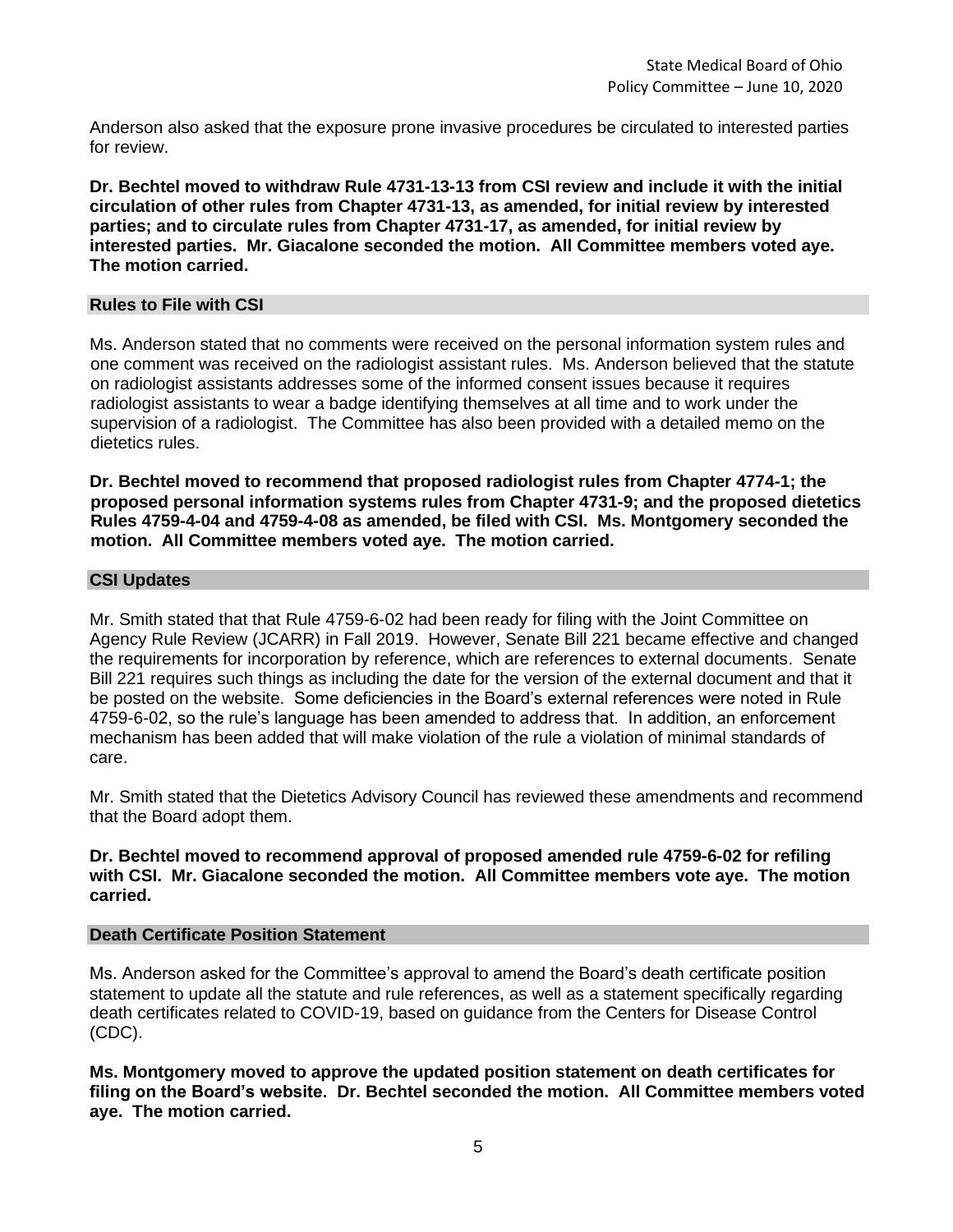Anderson also asked that the exposure prone invasive procedures be circulated to interested parties for review.

**Dr. Bechtel moved to withdraw Rule 4731-13-13 from CSI review and include it with the initial circulation of other rules from Chapter 4731-13, as amended, for initial review by interested parties; and to circulate rules from Chapter 4731-17, as amended, for initial review by interested parties. Mr. Giacalone seconded the motion. All Committee members voted aye. The motion carried.**

## Rules to File with CSI

Ms. Anderson stated that no comments were received on the personal information system rules and one comment was received on the radiologist assistant rules. Ms. Anderson believed that the statute on radiologist assistants addresses some of the informed consent issues because it requires radiologist assistants to wear a badge identifying themselves at all time and to work under the supervision of a radiologist. The Committee has also been provided with a detailed memo on the dietetics rules.

**Dr. Bechtel moved to recommend that proposed radiologist rules from Chapter 4774-1; the proposed personal information systems rules from Chapter 4731-9; and the proposed dietetics Rules 4759-4-04 and 4759-4-08 as amended, be filed with CSI. Ms. Montgomery seconded the motion. All Committee members voted aye. The motion carried.**

## CSI Updates

Mr. Smith stated that that Rule 4759-6-02 had been ready for filing with the Joint Committee on Agency Rule Review (JCARR) in Fall 2019. However, Senate Bill 221 became effective and changed the requirements for incorporation by reference, which are references to external documents. Senate Bill 221 requires such things as including the date for the version of the external document and that it be posted on the website. Some deficiencies in the Board's external references were noted in Rule 4759-6-02, so the rule's language has been amended to address that. In addition, an enforcement mechanism has been added that will make violation of the rule a violation of minimal standards of care.

Mr. Smith stated that the Dietetics Advisory Council has reviewed these amendments and recommend that the Board adopt them.

**Dr. Bechtel moved to recommend approval of proposed amended rule 4759-6-02 for refiling with CSI. Mr. Giacalone seconded the motion. All Committee members vote aye. The motion carried.**

## Death Certificate Position Statement

Ms. Anderson asked for the Committee's approval to amend the Board's death certificate position statement to update all the statute and rule references, as well as a statement specifically regarding death certificates related to COVID-19, based on guidance from the Centers for Disease Control (CDC).

**Ms. Montgomery moved to approve the updated position statement on death certificates for filing on the Board's website. Dr. Bechtel seconded the motion. All Committee members voted aye. The motion carried.**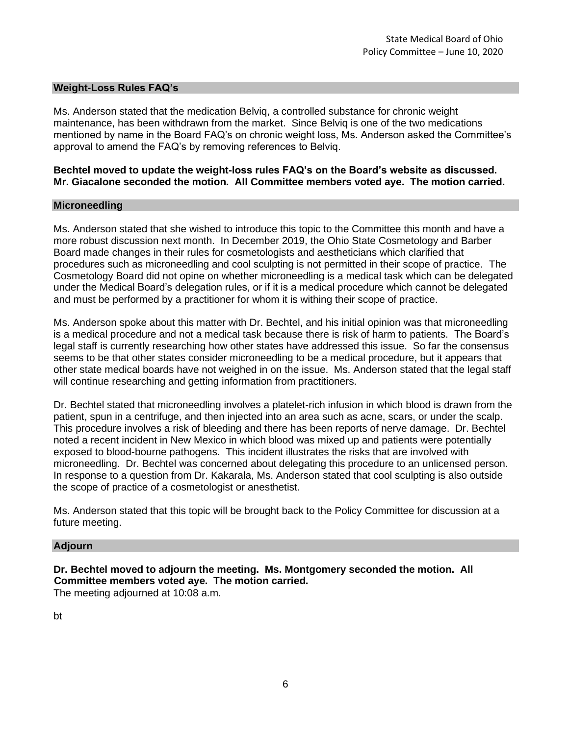## Weight-Loss Rules FAQ's

Ms. Anderson stated that the medication Belviq, a controlled substance for chronic weight maintenance, has been withdrawn from the market. Since Belviq is one of the two medications mentioned by name in the Board FAQ's on chronic weight loss, Ms. Anderson asked the Committee's approval to amend the FAQ's by removing references to Belviq.

**Bechtel moved to update the weight-loss rules FAQ's on the Board's website as discussed. Mr. Giacalone seconded the motion. All Committee members voted aye. The motion carried.**

## Microneedling

Ms. Anderson stated that she wished to introduce this topic to the Committee this month and have a more robust discussion next month. In December 2019, the Ohio State Cosmetology and Barber Board made changes in their rules for cosmetologists and aestheticians which clarified that procedures such as microneedling and cool sculpting is not permitted in their scope of practice. The Cosmetology Board did not opine on whether microneedling is a medical task which can be delegated under the Medical Board's delegation rules, or if it is a medical procedure which cannot be delegated and must be performed by a practitioner for whom it is withing their scope of practice.

Ms. Anderson spoke about this matter with Dr. Bechtel, and his initial opinion was that microneedling is a medical procedure and not a medical task because there is risk of harm to patients. The Board's legal staff is currently researching how other states have addressed this issue. So far the consensus seems to be that other states consider microneedling to be a medical procedure, but it appears that other state medical boards have not weighed in on the issue. Ms. Anderson stated that the legal staff will continue researching and getting information from practitioners.

Dr. Bechtel stated that microneedling involves a platelet-rich infusion in which blood is drawn from the patient, spun in a centrifuge, and then injected into an area such as acne, scars, or under the scalp. This procedure involves a risk of bleeding and there has been reports of nerve damage. Dr. Bechtel noted a recent incident in New Mexico in which blood was mixed up and patients were potentially exposed to blood-bourne pathogens. This incident illustrates the risks that are involved with microneedling. Dr. Bechtel was concerned about delegating this procedure to an unlicensed person. In response to a question from Dr. Kakarala, Ms. Anderson stated that cool sculpting is also outside the scope of practice of a cosmetologist or anesthetist.

Ms. Anderson stated that this topic will be brought back to the Policy Committee for discussion at a future meeting.

## Adjourn

**Dr. Bechtel moved to adjourn the meeting. Ms. Montgomery seconded the motion. All Committee members voted aye. The motion carried.**

The meeting adjourned at 10:08 a.m.

bt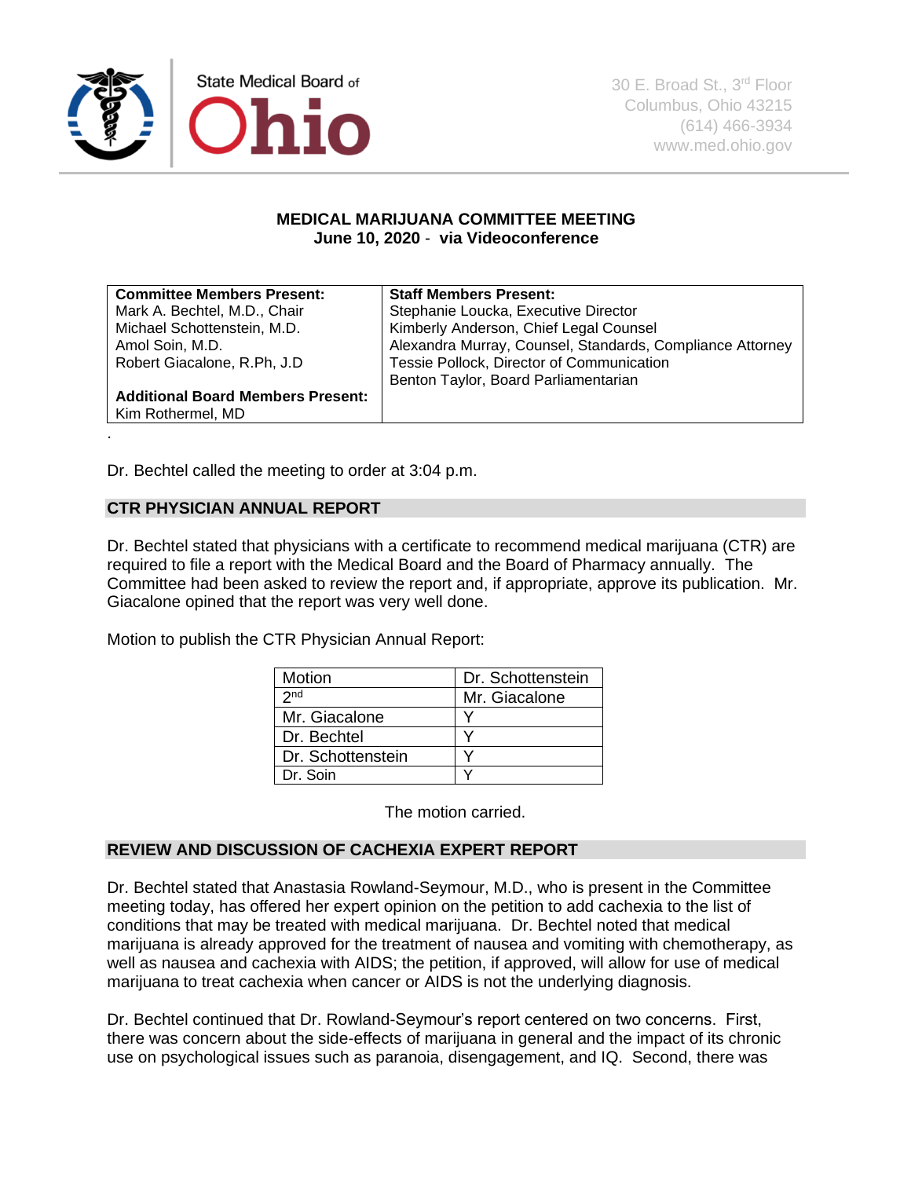State Medical Board of Ohio

30 E. Broad St., 3rd Floor
Columbus, Ohio 43215
(614) 466-3934
www.med.ohio.gov

**MEDICAL MARIJUANA COMMITTEE MEETING**
**June 10, 2020 - via Videoconference**

| **Committee Members Present:** | **Staff Members Present:** |
|---|---|
| Mark A. Bechtel, M.D., Chair<br>Michael Schottenstein, M.D.<br>Amol Soin, M.D.<br>Robert Giacalone, R.Ph, J.D<br><br>**Additional Board Members Present:**<br>Kim Rothermel, MD | Stephanie Loucka, Executive Director<br>Kimberly Anderson, Chief Legal Counsel<br>Alexandra Murray, Counsel, Standards, Compliance Attorney<br>Tessie Pollock, Director of Communication<br>Benton Taylor, Board Parliamentarian |

Dr. Bechtel called the meeting to order at 3:04 p.m.

## CTR PHYSICIAN ANNUAL REPORT

Dr. Bechtel stated that physicians with a certificate to recommend medical marijuana (CTR) are required to file a report with the Medical Board and the Board of Pharmacy annually. The Committee had been asked to review the report and, if appropriate, approve its publication. Mr. Giacalone opined that the report was very well done.

Motion to publish the CTR Physician Annual Report:

| Motion | Dr. Schottenstein |
|---|---|
| 2nd | Mr. Giacalone |
| Mr. Giacalone | Y |
| Dr. Bechtel | Y |
| Dr. Schottenstein | Y |
| Dr. Soin | Y |

The motion carried.

## REVIEW AND DISCUSSION OF CACHEXIA EXPERT REPORT

Dr. Bechtel stated that Anastasia Rowland-Seymour, M.D., who is present in the Committee meeting today, has offered her expert opinion on the petition to add cachexia to the list of conditions that may be treated with medical marijuana. Dr. Bechtel noted that medical marijuana is already approved for the treatment of nausea and vomiting with chemotherapy, as well as nausea and cachexia with AIDS; the petition, if approved, will allow for use of medical marijuana to treat cachexia when cancer or AIDS is not the underlying diagnosis.

Dr. Bechtel continued that Dr. Rowland-Seymour's report centered on two concerns. First, there was concern about the side-effects of marijuana in general and the impact of its chronic use on psychological issues such as paranoia, disengagement, and IQ. Second, there was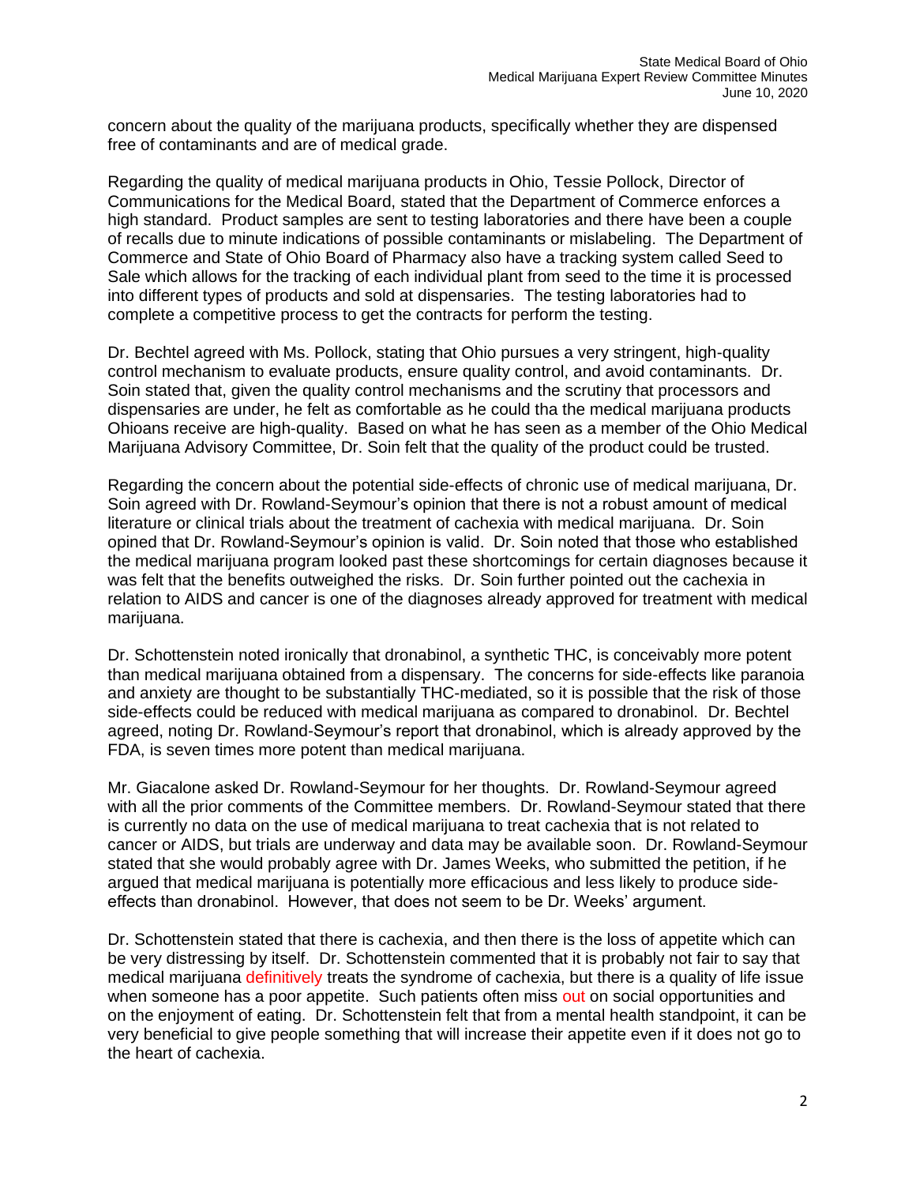concern about the quality of the marijuana products, specifically whether they are dispensed free of contaminants and are of medical grade.

Regarding the quality of medical marijuana products in Ohio, Tessie Pollock, Director of Communications for the Medical Board, stated that the Department of Commerce enforces a high standard. Product samples are sent to testing laboratories and there have been a couple of recalls due to minute indications of possible contaminants or mislabeling. The Department of Commerce and State of Ohio Board of Pharmacy also have a tracking system called Seed to Sale which allows for the tracking of each individual plant from seed to the time it is processed into different types of products and sold at dispensaries. The testing laboratories had to complete a competitive process to get the contracts for perform the testing.

Dr. Bechtel agreed with Ms. Pollock, stating that Ohio pursues a very stringent, high-quality control mechanism to evaluate products, ensure quality control, and avoid contaminants. Dr. Soin stated that, given the quality control mechanisms and the scrutiny that processors and dispensaries are under, he felt as comfortable as he could tha the medical marijuana products Ohioans receive are high-quality. Based on what he has seen as a member of the Ohio Medical Marijuana Advisory Committee, Dr. Soin felt that the quality of the product could be trusted.

Regarding the concern about the potential side-effects of chronic use of medical marijuana, Dr. Soin agreed with Dr. Rowland-Seymour's opinion that there is not a robust amount of medical literature or clinical trials about the treatment of cachexia with medical marijuana. Dr. Soin opined that Dr. Rowland-Seymour's opinion is valid. Dr. Soin noted that those who established the medical marijuana program looked past these shortcomings for certain diagnoses because it was felt that the benefits outweighed the risks. Dr. Soin further pointed out the cachexia in relation to AIDS and cancer is one of the diagnoses already approved for treatment with medical marijuana.

Dr. Schottenstein noted ironically that dronabinol, a synthetic THC, is conceivably more potent than medical marijuana obtained from a dispensary. The concerns for side-effects like paranoia and anxiety are thought to be substantially THC-mediated, so it is possible that the risk of those side-effects could be reduced with medical marijuana as compared to dronabinol. Dr. Bechtel agreed, noting Dr. Rowland-Seymour's report that dronabinol, which is already approved by the FDA, is seven times more potent than medical marijuana.

Mr. Giacalone asked Dr. Rowland-Seymour for her thoughts. Dr. Rowland-Seymour agreed with all the prior comments of the Committee members. Dr. Rowland-Seymour stated that there is currently no data on the use of medical marijuana to treat cachexia that is not related to cancer or AIDS, but trials are underway and data may be available soon. Dr. Rowland-Seymour stated that she would probably agree with Dr. James Weeks, who submitted the petition, if he argued that medical marijuana is potentially more efficacious and less likely to produce side-effects than dronabinol. However, that does not seem to be Dr. Weeks' argument.

Dr. Schottenstein stated that there is cachexia, and then there is the loss of appetite which can be very distressing by itself. Dr. Schottenstein commented that it is probably not fair to say that medical marijuana definitively treats the syndrome of cachexia, but there is a quality of life issue when someone has a poor appetite. Such patients often miss out on social opportunities and on the enjoyment of eating. Dr. Schottenstein felt that from a mental health standpoint, it can be very beneficial to give people something that will increase their appetite even if it does not go to the heart of cachexia.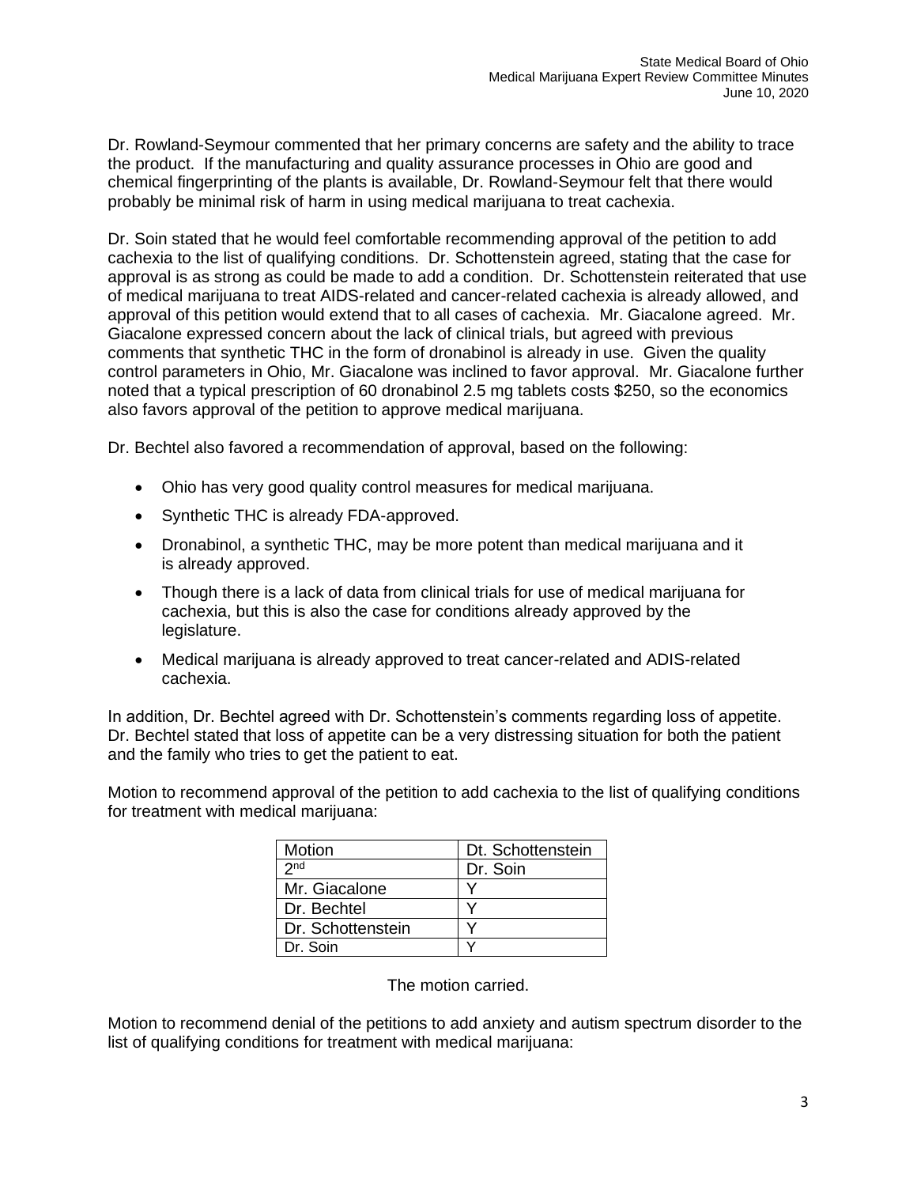Dr. Rowland-Seymour commented that her primary concerns are safety and the ability to trace the product. If the manufacturing and quality assurance processes in Ohio are good and chemical fingerprinting of the plants is available, Dr. Rowland-Seymour felt that there would probably be minimal risk of harm in using medical marijuana to treat cachexia.

Dr. Soin stated that he would feel comfortable recommending approval of the petition to add cachexia to the list of qualifying conditions. Dr. Schottenstein agreed, stating that the case for approval is as strong as could be made to add a condition. Dr. Schottenstein reiterated that use of medical marijuana to treat AIDS-related and cancer-related cachexia is already allowed, and approval of this petition would extend that to all cases of cachexia. Mr. Giacalone agreed. Mr. Giacalone expressed concern about the lack of clinical trials, but agreed with previous comments that synthetic THC in the form of dronabinol is already in use. Given the quality control parameters in Ohio, Mr. Giacalone was inclined to favor approval. Mr. Giacalone further noted that a typical prescription of 60 dronabinol 2.5 mg tablets costs $250, so the economics also favors approval of the petition to approve medical marijuana.

Dr. Bechtel also favored a recommendation of approval, based on the following:

- Ohio has very good quality control measures for medical marijuana.
- Synthetic THC is already FDA-approved.
- Dronabinol, a synthetic THC, may be more potent than medical marijuana and it is already approved.
- Though there is a lack of data from clinical trials for use of medical marijuana for cachexia, but this is also the case for conditions already approved by the legislature.
- Medical marijuana is already approved to treat cancer-related and ADIS-related cachexia.

In addition, Dr. Bechtel agreed with Dr. Schottenstein's comments regarding loss of appetite. Dr. Bechtel stated that loss of appetite can be a very distressing situation for both the patient and the family who tries to get the patient to eat.

Motion to recommend approval of the petition to add cachexia to the list of qualifying conditions for treatment with medical marijuana:

| Motion | Dt. Schottenstein |
|---|---|
| 2nd | Dr. Soin |
| Mr. Giacalone | Y |
| Dr. Bechtel | Y |
| Dr. Schottenstein | Y |
| Dr. Soin | Y |

The motion carried.

Motion to recommend denial of the petitions to add anxiety and autism spectrum disorder to the list of qualifying conditions for treatment with medical marijuana: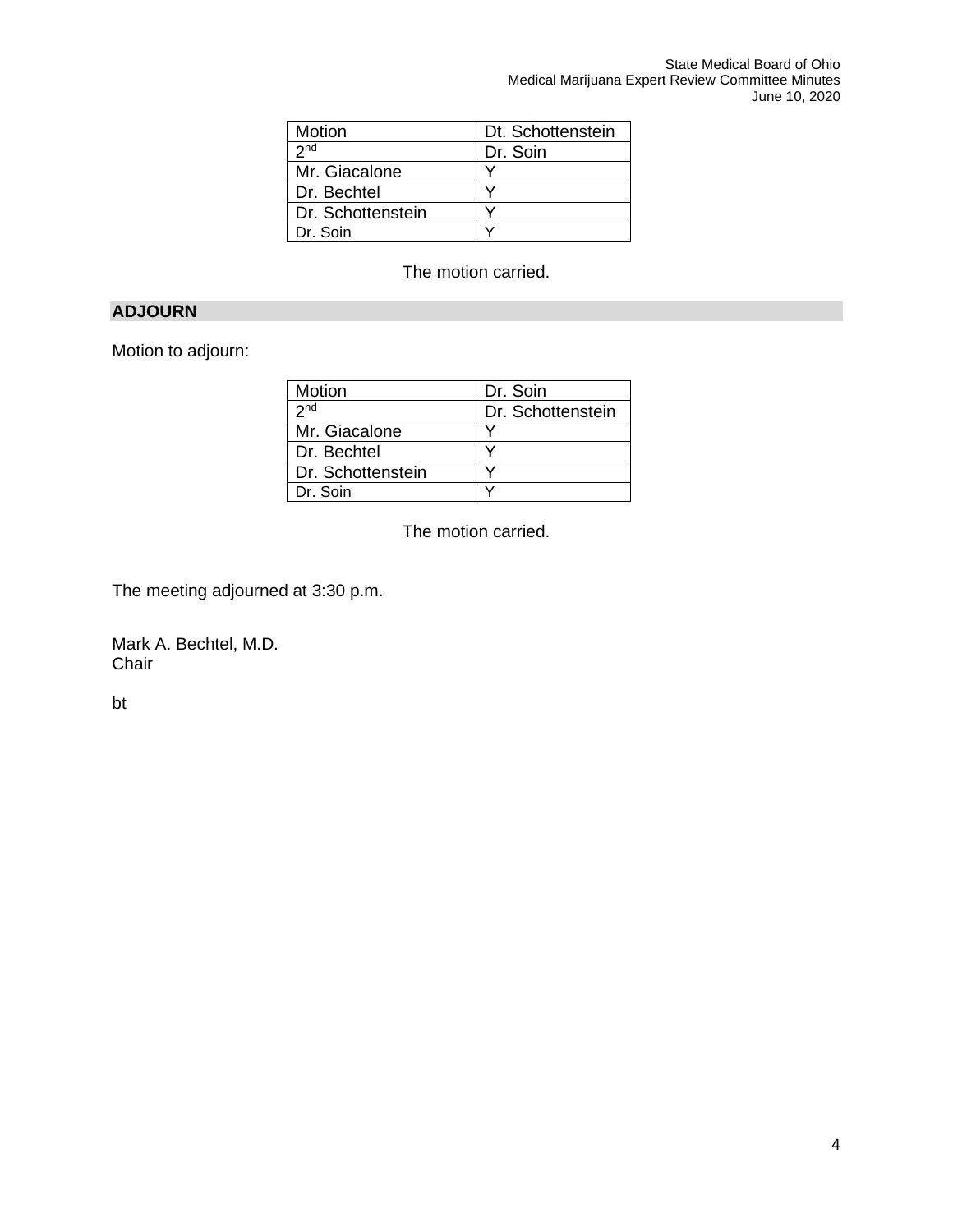| | |
|---|---|
| Motion | Dt. Schottenstein |
| 2nd | Dr. Soin |
| Mr. Giacalone | Y |
| Dr. Bechtel | Y |
| Dr. Schottenstein | Y |
| Dr. Soin | Y |

The motion carried.

## ADJOURN

Motion to adjourn:

| | |
|---|---|
| Motion | Dr. Soin |
| 2nd | Dr. Schottenstein |
| Mr. Giacalone | Y |
| Dr. Bechtel | Y |
| Dr. Schottenstein | Y |
| Dr. Soin | Y |

The motion carried.

The meeting adjourned at 3:30 p.m.

Mark A. Bechtel, M.D.
Chair

bt